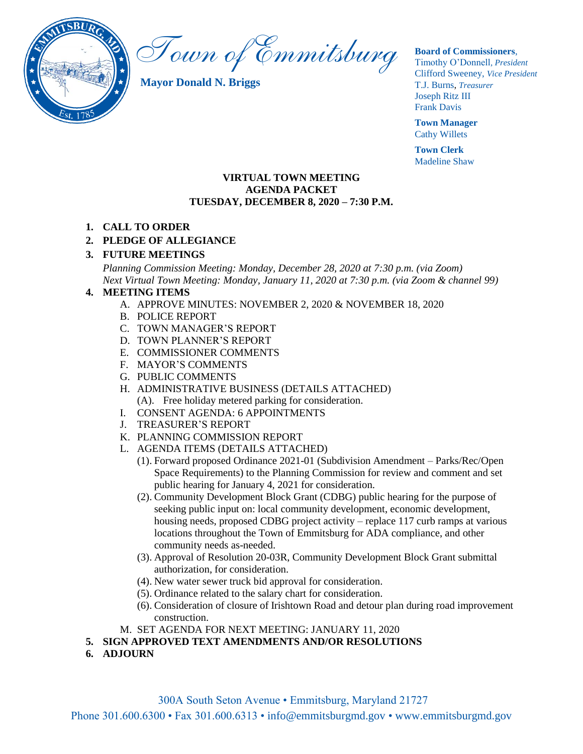# Town of Emmitsburg

**Mayor Donald N. Briggs**

**Board of Commissioners**,
Timothy O'Donnell, *President*
Clifford Sweeney, *Vice President*
T.J. Burns, *Treasurer*
Joseph Ritz III
Frank Davis

**Town Manager**
Cathy Willets

**Town Clerk**
Madeline Shaw

**VIRTUAL TOWN MEETING**
**AGENDA PACKET**
**TUESDAY, DECEMBER 8, 2020 – 7:30 P.M.**

1. **CALL TO ORDER**
2. **PLEDGE OF ALLEGIANCE**
3. **FUTURE MEETINGS**
   *Planning Commission Meeting: Monday, December 28, 2020 at 7:30 p.m. (via Zoom)*
   *Next Virtual Town Meeting: Monday, January 11, 2020 at 7:30 p.m. (via Zoom & channel 99)*
4. **MEETING ITEMS**
   A. APPROVE MINUTES: NOVEMBER 2, 2020 & NOVEMBER 18, 2020
   B. POLICE REPORT
   C. TOWN MANAGER'S REPORT
   D. TOWN PLANNER'S REPORT
   E. COMMISSIONER COMMENTS
   F. MAYOR'S COMMENTS
   G. PUBLIC COMMENTS
   H. ADMINISTRATIVE BUSINESS (DETAILS ATTACHED)
      (A). Free holiday metered parking for consideration.
   I. CONSENT AGENDA: 6 APPOINTMENTS
   J. TREASURER'S REPORT
   K. PLANNING COMMISSION REPORT
   L. AGENDA ITEMS (DETAILS ATTACHED)
      (1). Forward proposed Ordinance 2021-01 (Subdivision Amendment – Parks/Rec/Open Space Requirements) to the Planning Commission for review and comment and set public hearing for January 4, 2021 for consideration.
      (2). Community Development Block Grant (CDBG) public hearing for the purpose of seeking public input on: local community development, economic development, housing needs, proposed CDBG project activity – replace 117 curb ramps at various locations throughout the Town of Emmitsburg for ADA compliance, and other community needs as-needed.
      (3). Approval of Resolution 20-03R, Community Development Block Grant submittal authorization, for consideration.
      (4). New water sewer truck bid approval for consideration.
      (5). Ordinance related to the salary chart for consideration.
      (6). Consideration of closure of Irishtown Road and detour plan during road improvement construction.
   M. SET AGENDA FOR NEXT MEETING: JANUARY 11, 2020
5. **SIGN APPROVED TEXT AMENDMENTS AND/OR RESOLUTIONS**
6. **ADJOURN**

300A South Seton Avenue • Emmitsburg, Maryland 21727
Phone 301.600.6300 • Fax 301.600.6313 • info@emmitsburgmd.gov • www.emmitsburgmd.gov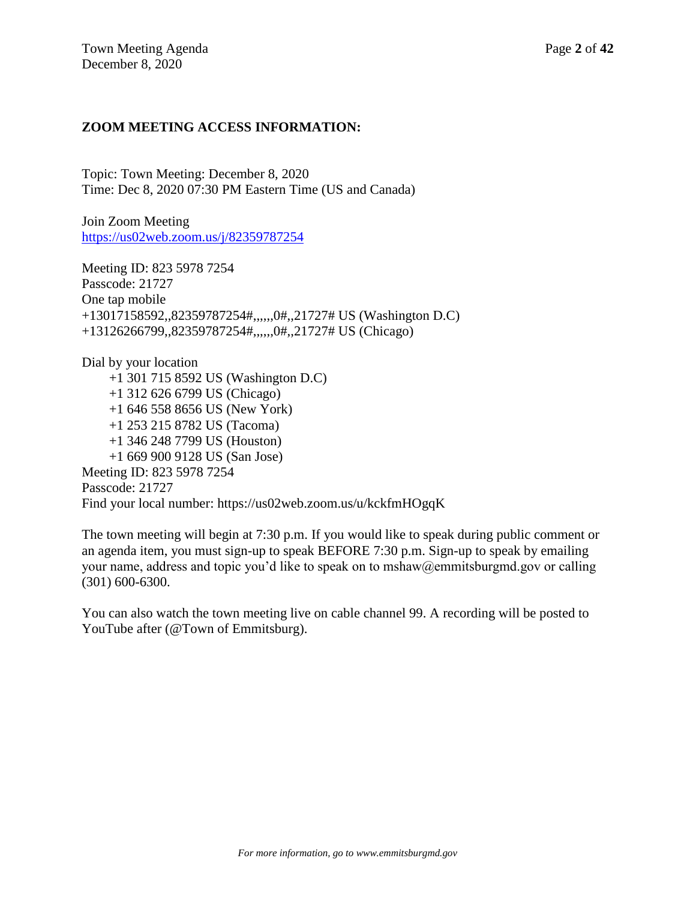**ZOOM MEETING ACCESS INFORMATION:**

Topic: Town Meeting: December 8, 2020
Time: Dec 8, 2020 07:30 PM Eastern Time (US and Canada)

Join Zoom Meeting
https://us02web.zoom.us/j/82359787254

Meeting ID: 823 5978 7254
Passcode: 21727
One tap mobile
+13017158592,,82359787254#,,,,,,0#,,21727# US (Washington D.C)
+13126266799,,82359787254#,,,,,,0#,,21727# US (Chicago)

Dial by your location
- +1 301 715 8592 US (Washington D.C)
- +1 312 626 6799 US (Chicago)
- +1 646 558 8656 US (New York)
- +1 253 215 8782 US (Tacoma)
- +1 346 248 7799 US (Houston)
- +1 669 900 9128 US (San Jose)

Meeting ID: 823 5978 7254
Passcode: 21727
Find your local number: https://us02web.zoom.us/u/kckfmHOgqK

The town meeting will begin at 7:30 p.m. If you would like to speak during public comment or an agenda item, you must sign-up to speak BEFORE 7:30 p.m. Sign-up to speak by emailing your name, address and topic you'd like to speak on to mshaw@emmitsburgmd.gov or calling (301) 600-6300.

You can also watch the town meeting live on cable channel 99. A recording will be posted to YouTube after (@Town of Emmitsburg).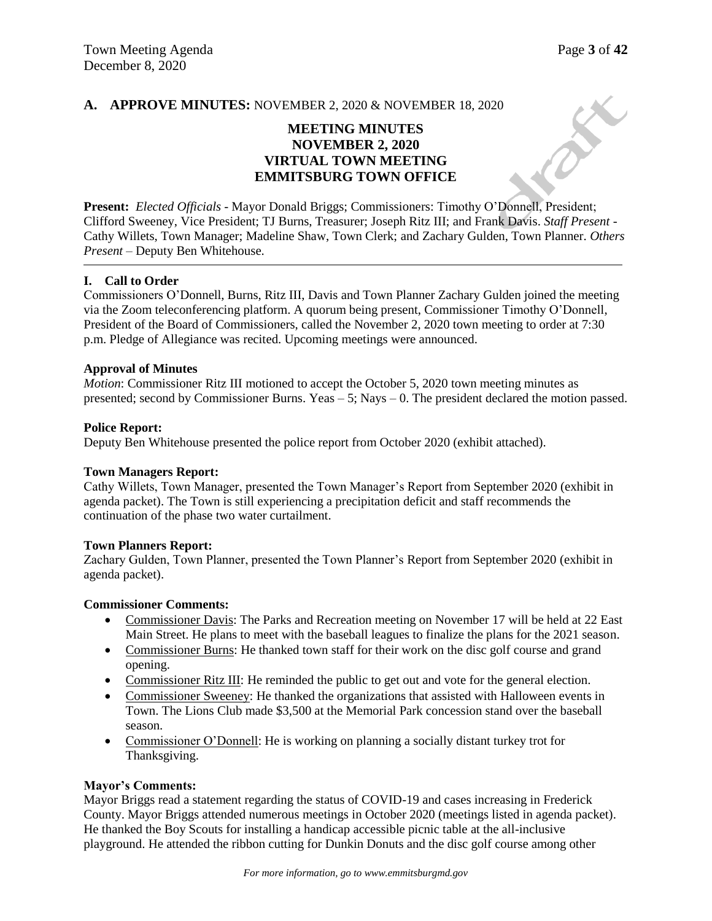## A. APPROVE MINUTES: NOVEMBER 2, 2020 & NOVEMBER 18, 2020

### MEETING MINUTES
### NOVEMBER 2, 2020
### VIRTUAL TOWN MEETING
### EMMITSBURG TOWN OFFICE

**Present:** *Elected Officials* - Mayor Donald Briggs; Commissioners: Timothy O'Donnell, President; Clifford Sweeney, Vice President; TJ Burns, Treasurer; Joseph Ritz III; and Frank Davis. *Staff Present* - Cathy Willets, Town Manager; Madeline Shaw, Town Clerk; and Zachary Gulden, Town Planner. *Others Present* – Deputy Ben Whitehouse.

---

**I. Call to Order**

Commissioners O'Donnell, Burns, Ritz III, Davis and Town Planner Zachary Gulden joined the meeting via the Zoom teleconferencing platform. A quorum being present, Commissioner Timothy O'Donnell, President of the Board of Commissioners, called the November 2, 2020 town meeting to order at 7:30 p.m. Pledge of Allegiance was recited. Upcoming meetings were announced.

**Approval of Minutes**

*Motion*: Commissioner Ritz III motioned to accept the October 5, 2020 town meeting minutes as presented; second by Commissioner Burns. Yeas – 5; Nays – 0. The president declared the motion passed.

**Police Report:**

Deputy Ben Whitehouse presented the police report from October 2020 (exhibit attached).

**Town Managers Report:**

Cathy Willets, Town Manager, presented the Town Manager's Report from September 2020 (exhibit in agenda packet). The Town is still experiencing a precipitation deficit and staff recommends the continuation of the phase two water curtailment.

**Town Planners Report:**

Zachary Gulden, Town Planner, presented the Town Planner's Report from September 2020 (exhibit in agenda packet).

**Commissioner Comments:**

- Commissioner Davis: The Parks and Recreation meeting on November 17 will be held at 22 East Main Street. He plans to meet with the baseball leagues to finalize the plans for the 2021 season.
- Commissioner Burns: He thanked town staff for their work on the disc golf course and grand opening.
- Commissioner Ritz III: He reminded the public to get out and vote for the general election.
- Commissioner Sweeney: He thanked the organizations that assisted with Halloween events in Town. The Lions Club made $3,500 at the Memorial Park concession stand over the baseball season.
- Commissioner O'Donnell: He is working on planning a socially distant turkey trot for Thanksgiving.

**Mayor's Comments:**

Mayor Briggs read a statement regarding the status of COVID-19 and cases increasing in Frederick County. Mayor Briggs attended numerous meetings in October 2020 (meetings listed in agenda packet). He thanked the Boy Scouts for installing a handicap accessible picnic table at the all-inclusive playground. He attended the ribbon cutting for Dunkin Donuts and the disc golf course among other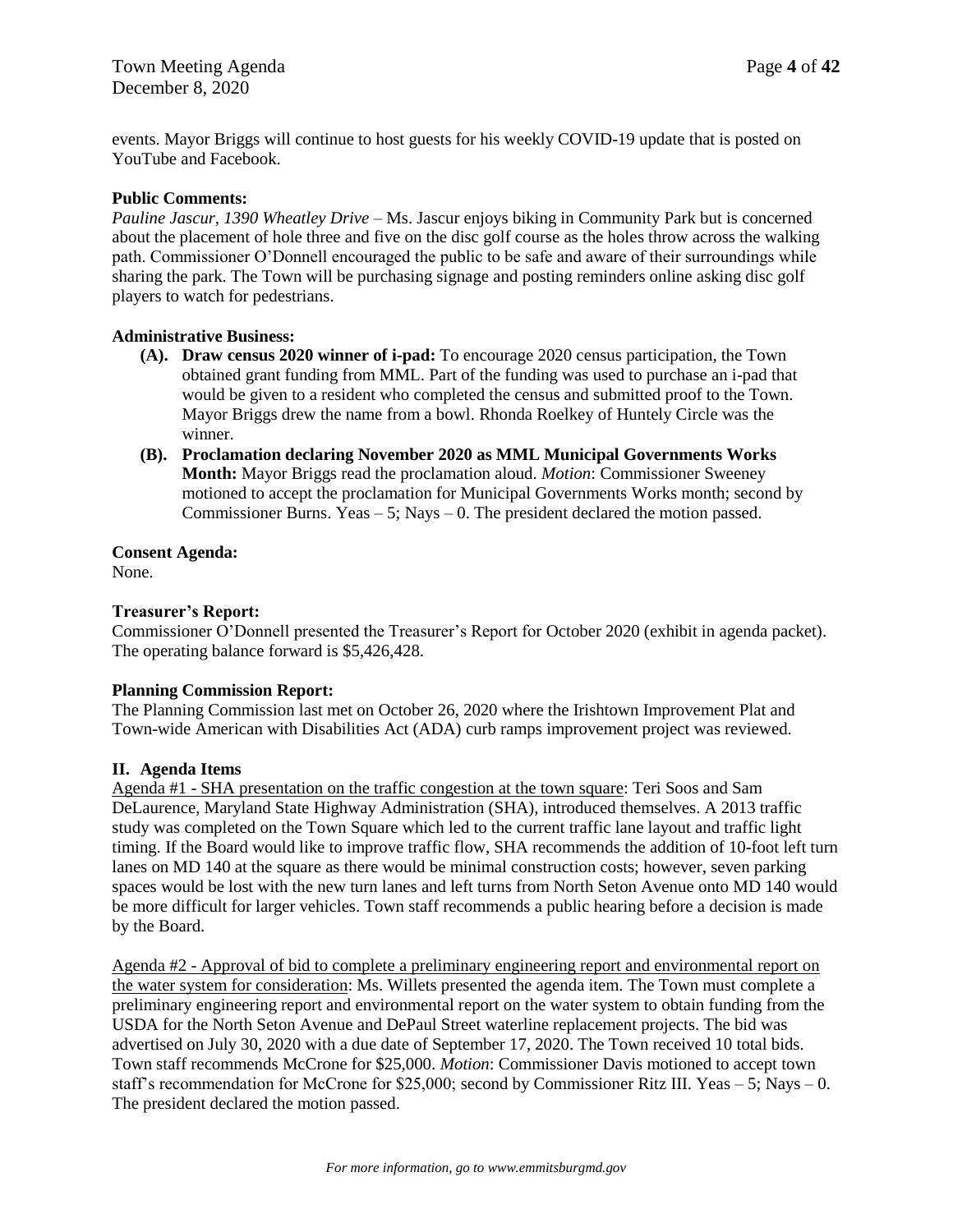events. Mayor Briggs will continue to host guests for his weekly COVID-19 update that is posted on YouTube and Facebook.

**Public Comments:**

*Pauline Jascur, 1390 Wheatley Drive* – Ms. Jascur enjoys biking in Community Park but is concerned about the placement of hole three and five on the disc golf course as the holes throw across the walking path. Commissioner O'Donnell encouraged the public to be safe and aware of their surroundings while sharing the park. The Town will be purchasing signage and posting reminders online asking disc golf players to watch for pedestrians.

**Administrative Business:**

- **(A). Draw census 2020 winner of i-pad:** To encourage 2020 census participation, the Town obtained grant funding from MML. Part of the funding was used to purchase an i-pad that would be given to a resident who completed the census and submitted proof to the Town. Mayor Briggs drew the name from a bowl. Rhonda Roelkey of Huntely Circle was the winner.
- **(B). Proclamation declaring November 2020 as MML Municipal Governments Works Month:** Mayor Briggs read the proclamation aloud. *Motion*: Commissioner Sweeney motioned to accept the proclamation for Municipal Governments Works month; second by Commissioner Burns. Yeas – 5; Nays – 0. The president declared the motion passed.

**Consent Agenda:**

None.

**Treasurer's Report:**

Commissioner O'Donnell presented the Treasurer's Report for October 2020 (exhibit in agenda packet). The operating balance forward is $5,426,428.

**Planning Commission Report:**

The Planning Commission last met on October 26, 2020 where the Irishtown Improvement Plat and Town-wide American with Disabilities Act (ADA) curb ramps improvement project was reviewed.

**II. Agenda Items**

<u>Agenda #1 - SHA presentation on the traffic congestion at the town square</u>: Teri Soos and Sam DeLaurence, Maryland State Highway Administration (SHA), introduced themselves. A 2013 traffic study was completed on the Town Square which led to the current traffic lane layout and traffic light timing. If the Board would like to improve traffic flow, SHA recommends the addition of 10-foot left turn lanes on MD 140 at the square as there would be minimal construction costs; however, seven parking spaces would be lost with the new turn lanes and left turns from North Seton Avenue onto MD 140 would be more difficult for larger vehicles. Town staff recommends a public hearing before a decision is made by the Board.

<u>Agenda #2 - Approval of bid to complete a preliminary engineering report and environmental report on the water system for consideration</u>: Ms. Willets presented the agenda item. The Town must complete a preliminary engineering report and environmental report on the water system to obtain funding from the USDA for the North Seton Avenue and DePaul Street waterline replacement projects. The bid was advertised on July 30, 2020 with a due date of September 17, 2020. The Town received 10 total bids. Town staff recommends McCrone for $25,000. *Motion*: Commissioner Davis motioned to accept town staff's recommendation for McCrone for $25,000; second by Commissioner Ritz III. Yeas – 5; Nays – 0. The president declared the motion passed.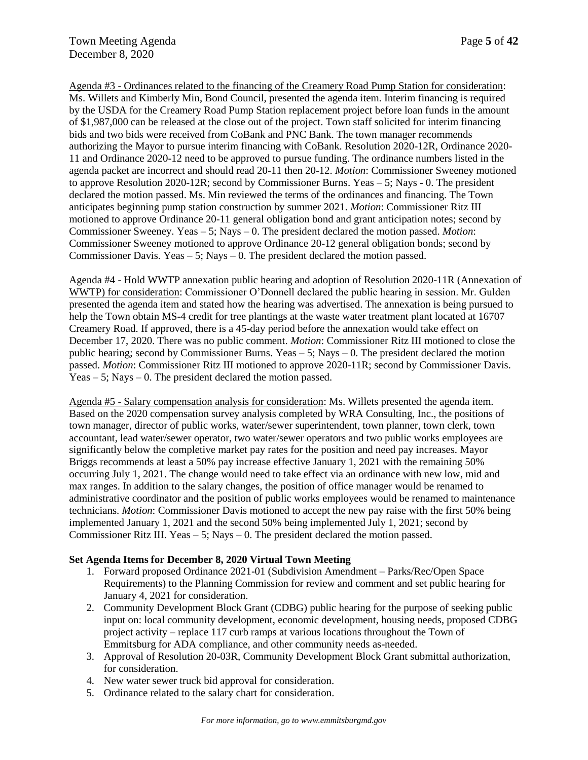Agenda #3 - Ordinances related to the financing of the Creamery Road Pump Station for consideration: Ms. Willets and Kimberly Min, Bond Council, presented the agenda item. Interim financing is required by the USDA for the Creamery Road Pump Station replacement project before loan funds in the amount of $1,987,000 can be released at the close out of the project. Town staff solicited for interim financing bids and two bids were received from CoBank and PNC Bank. The town manager recommends authorizing the Mayor to pursue interim financing with CoBank. Resolution 2020-12R, Ordinance 2020-11 and Ordinance 2020-12 need to be approved to pursue funding. The ordinance numbers listed in the agenda packet are incorrect and should read 20-11 then 20-12. *Motion*: Commissioner Sweeney motioned to approve Resolution 2020-12R; second by Commissioner Burns. Yeas – 5; Nays - 0. The president declared the motion passed. Ms. Min reviewed the terms of the ordinances and financing. The Town anticipates beginning pump station construction by summer 2021. *Motion*: Commissioner Ritz III motioned to approve Ordinance 20-11 general obligation bond and grant anticipation notes; second by Commissioner Sweeney. Yeas – 5; Nays – 0. The president declared the motion passed. *Motion*: Commissioner Sweeney motioned to approve Ordinance 20-12 general obligation bonds; second by Commissioner Davis. Yeas – 5; Nays – 0. The president declared the motion passed.

Agenda #4 - Hold WWTP annexation public hearing and adoption of Resolution 2020-11R (Annexation of WWTP) for consideration: Commissioner O'Donnell declared the public hearing in session. Mr. Gulden presented the agenda item and stated how the hearing was advertised. The annexation is being pursued to help the Town obtain MS-4 credit for tree plantings at the waste water treatment plant located at 16707 Creamery Road. If approved, there is a 45-day period before the annexation would take effect on December 17, 2020. There was no public comment. *Motion*: Commissioner Ritz III motioned to close the public hearing; second by Commissioner Burns. Yeas – 5; Nays – 0. The president declared the motion passed. *Motion*: Commissioner Ritz III motioned to approve 2020-11R; second by Commissioner Davis. Yeas – 5; Nays – 0. The president declared the motion passed.

Agenda #5 - Salary compensation analysis for consideration: Ms. Willets presented the agenda item. Based on the 2020 compensation survey analysis completed by WRA Consulting, Inc., the positions of town manager, director of public works, water/sewer superintendent, town planner, town clerk, town accountant, lead water/sewer operator, two water/sewer operators and two public works employees are significantly below the completive market pay rates for the position and need pay increases. Mayor Briggs recommends at least a 50% pay increase effective January 1, 2021 with the remaining 50% occurring July 1, 2021. The change would need to take effect via an ordinance with new low, mid and max ranges. In addition to the salary changes, the position of office manager would be renamed to administrative coordinator and the position of public works employees would be renamed to maintenance technicians. *Motion*: Commissioner Davis motioned to accept the new pay raise with the first 50% being implemented January 1, 2021 and the second 50% being implemented July 1, 2021; second by Commissioner Ritz III. Yeas – 5; Nays – 0. The president declared the motion passed.

**Set Agenda Items for December 8, 2020 Virtual Town Meeting**

1. Forward proposed Ordinance 2021-01 (Subdivision Amendment – Parks/Rec/Open Space Requirements) to the Planning Commission for review and comment and set public hearing for January 4, 2021 for consideration.
2. Community Development Block Grant (CDBG) public hearing for the purpose of seeking public input on: local community development, economic development, housing needs, proposed CDBG project activity – replace 117 curb ramps at various locations throughout the Town of Emmitsburg for ADA compliance, and other community needs as-needed.
3. Approval of Resolution 20-03R, Community Development Block Grant submittal authorization, for consideration.
4. New water sewer truck bid approval for consideration.
5. Ordinance related to the salary chart for consideration.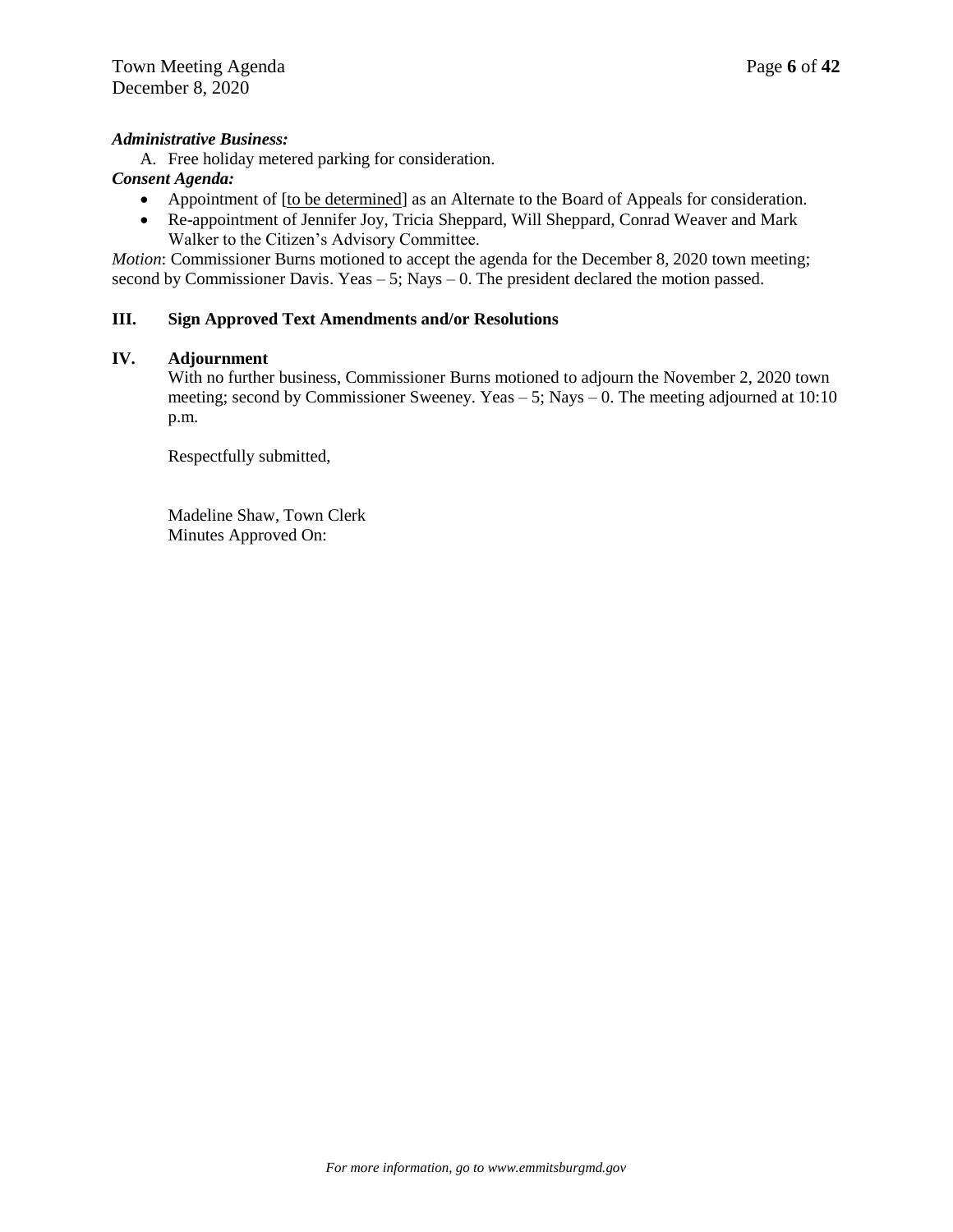***Administrative Business:***

A. Free holiday metered parking for consideration.

***Consent Agenda:***

- Appointment of [to be determined] as an Alternate to the Board of Appeals for consideration.
- Re-appointment of Jennifer Joy, Tricia Sheppard, Will Sheppard, Conrad Weaver and Mark Walker to the Citizen's Advisory Committee.

*Motion*: Commissioner Burns motioned to accept the agenda for the December 8, 2020 town meeting; second by Commissioner Davis. Yeas – 5; Nays – 0. The president declared the motion passed.

## III. Sign Approved Text Amendments and/or Resolutions

## IV. Adjournment

With no further business, Commissioner Burns motioned to adjourn the November 2, 2020 town meeting; second by Commissioner Sweeney. Yeas – 5; Nays – 0. The meeting adjourned at 10:10 p.m.

Respectfully submitted,

Madeline Shaw, Town Clerk
Minutes Approved On: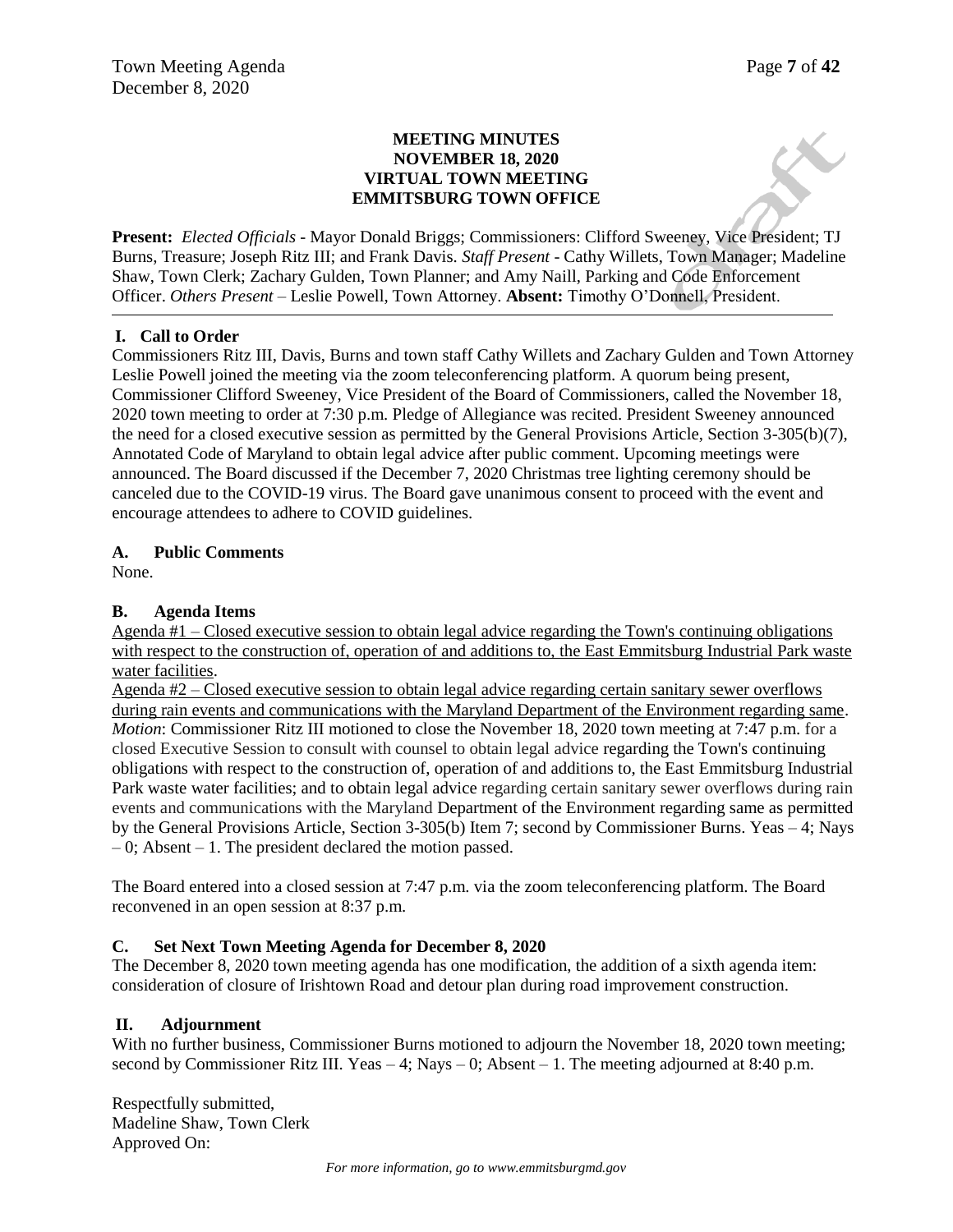**MEETING MINUTES**
**NOVEMBER 18, 2020**
**VIRTUAL TOWN MEETING**
**EMMITSBURG TOWN OFFICE**

**Present:** *Elected Officials* - Mayor Donald Briggs; Commissioners: Clifford Sweeney, Vice President; TJ Burns, Treasure; Joseph Ritz III; and Frank Davis. *Staff Present* - Cathy Willets, Town Manager; Madeline Shaw, Town Clerk; Zachary Gulden, Town Planner; and Amy Naill, Parking and Code Enforcement Officer. *Others Present* – Leslie Powell, Town Attorney. **Absent:** Timothy O'Donnell, President.

---

## I. Call to Order

Commissioners Ritz III, Davis, Burns and town staff Cathy Willets and Zachary Gulden and Town Attorney Leslie Powell joined the meeting via the zoom teleconferencing platform. A quorum being present, Commissioner Clifford Sweeney, Vice President of the Board of Commissioners, called the November 18, 2020 town meeting to order at 7:30 p.m. Pledge of Allegiance was recited. President Sweeney announced the need for a closed executive session as permitted by the General Provisions Article, Section 3-305(b)(7), Annotated Code of Maryland to obtain legal advice after public comment. Upcoming meetings were announced. The Board discussed if the December 7, 2020 Christmas tree lighting ceremony should be canceled due to the COVID-19 virus. The Board gave unanimous consent to proceed with the event and encourage attendees to adhere to COVID guidelines.

### A. Public Comments

None.

### B. Agenda Items

Agenda #1 – Closed executive session to obtain legal advice regarding the Town's continuing obligations with respect to the construction of, operation of and additions to, the East Emmitsburg Industrial Park waste water facilities.

Agenda #2 – Closed executive session to obtain legal advice regarding certain sanitary sewer overflows during rain events and communications with the Maryland Department of the Environment regarding same.

*Motion*: Commissioner Ritz III motioned to close the November 18, 2020 town meeting at 7:47 p.m. for a closed Executive Session to consult with counsel to obtain legal advice regarding the Town's continuing obligations with respect to the construction of, operation of and additions to, the East Emmitsburg Industrial Park waste water facilities; and to obtain legal advice regarding certain sanitary sewer overflows during rain events and communications with the Maryland Department of the Environment regarding same as permitted by the General Provisions Article, Section 3-305(b) Item 7; second by Commissioner Burns. Yeas – 4; Nays – 0; Absent – 1. The president declared the motion passed.

The Board entered into a closed session at 7:47 p.m. via the zoom teleconferencing platform. The Board reconvened in an open session at 8:37 p.m.

### C. Set Next Town Meeting Agenda for December 8, 2020

The December 8, 2020 town meeting agenda has one modification, the addition of a sixth agenda item: consideration of closure of Irishtown Road and detour plan during road improvement construction.

## II. Adjournment

With no further business, Commissioner Burns motioned to adjourn the November 18, 2020 town meeting; second by Commissioner Ritz III. Yeas – 4; Nays – 0; Absent – 1. The meeting adjourned at 8:40 p.m.

Respectfully submitted,
Madeline Shaw, Town Clerk
Approved On: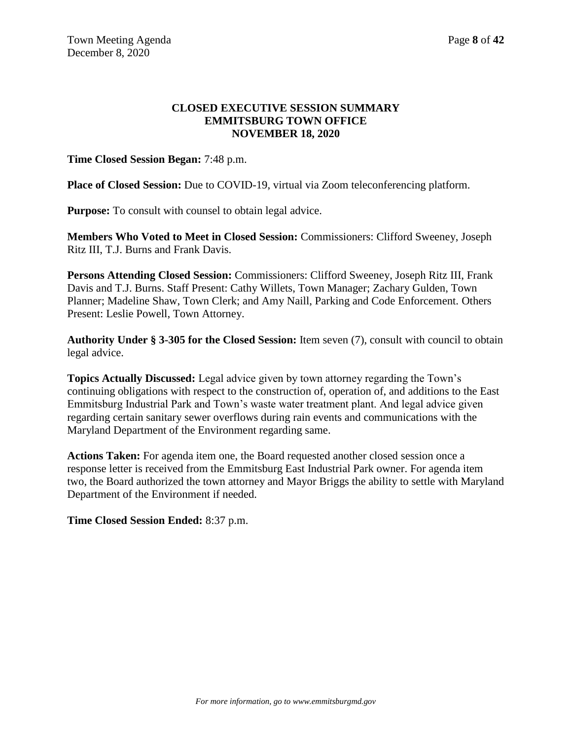# CLOSED EXECUTIVE SESSION SUMMARY
# EMMITSBURG TOWN OFFICE
# NOVEMBER 18, 2020

**Time Closed Session Began:** 7:48 p.m.

**Place of Closed Session:** Due to COVID-19, virtual via Zoom teleconferencing platform.

**Purpose:** To consult with counsel to obtain legal advice.

**Members Who Voted to Meet in Closed Session:** Commissioners: Clifford Sweeney, Joseph Ritz III, T.J. Burns and Frank Davis.

**Persons Attending Closed Session:** Commissioners: Clifford Sweeney, Joseph Ritz III, Frank Davis and T.J. Burns. Staff Present: Cathy Willets, Town Manager; Zachary Gulden, Town Planner; Madeline Shaw, Town Clerk; and Amy Naill, Parking and Code Enforcement. Others Present: Leslie Powell, Town Attorney.

**Authority Under § 3-305 for the Closed Session:** Item seven (7), consult with council to obtain legal advice.

**Topics Actually Discussed:** Legal advice given by town attorney regarding the Town's continuing obligations with respect to the construction of, operation of, and additions to the East Emmitsburg Industrial Park and Town's waste water treatment plant. And legal advice given regarding certain sanitary sewer overflows during rain events and communications with the Maryland Department of the Environment regarding same.

**Actions Taken:** For agenda item one, the Board requested another closed session once a response letter is received from the Emmitsburg East Industrial Park owner. For agenda item two, the Board authorized the town attorney and Mayor Briggs the ability to settle with Maryland Department of the Environment if needed.

**Time Closed Session Ended:** 8:37 p.m.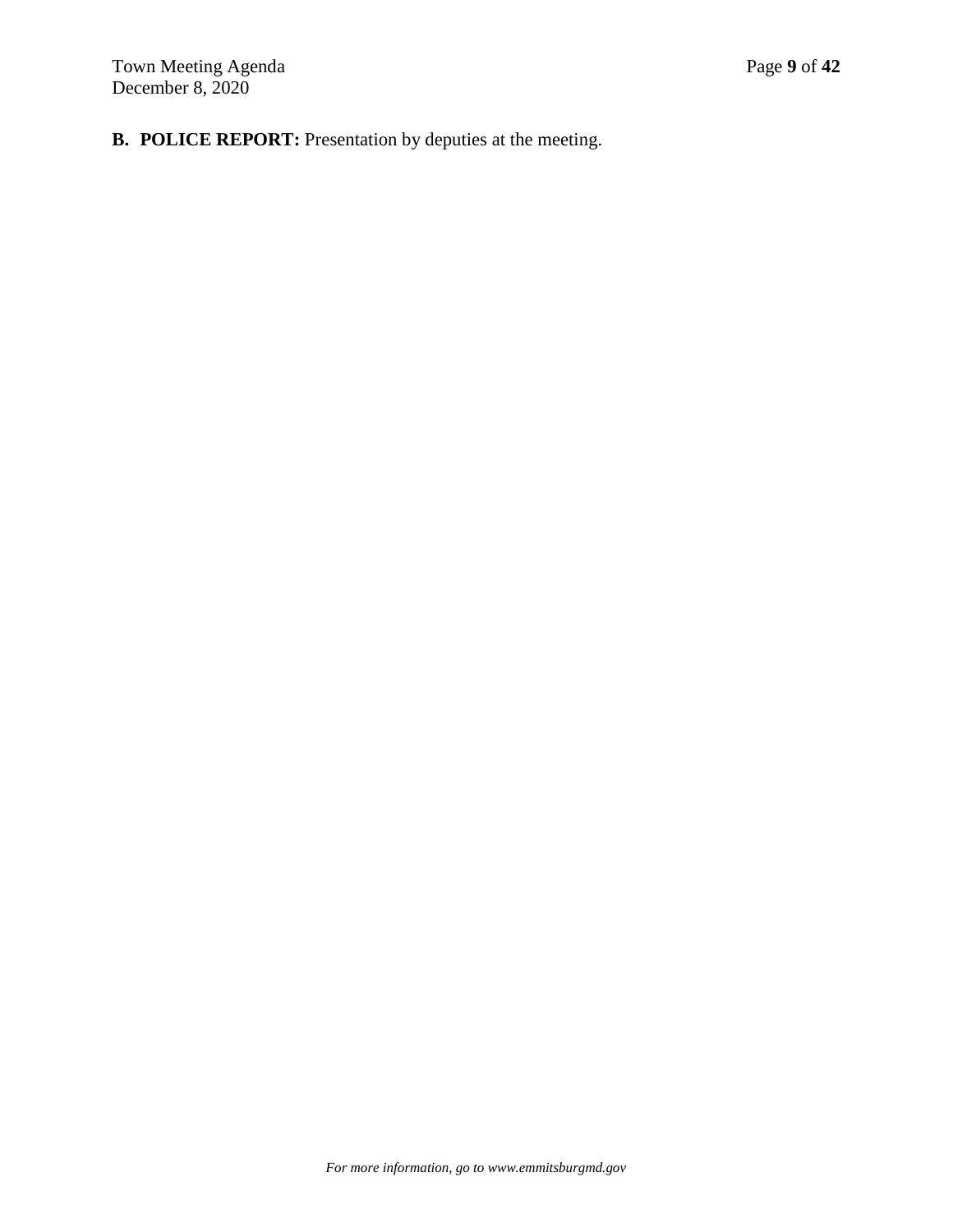**B. POLICE REPORT:** Presentation by deputies at the meeting.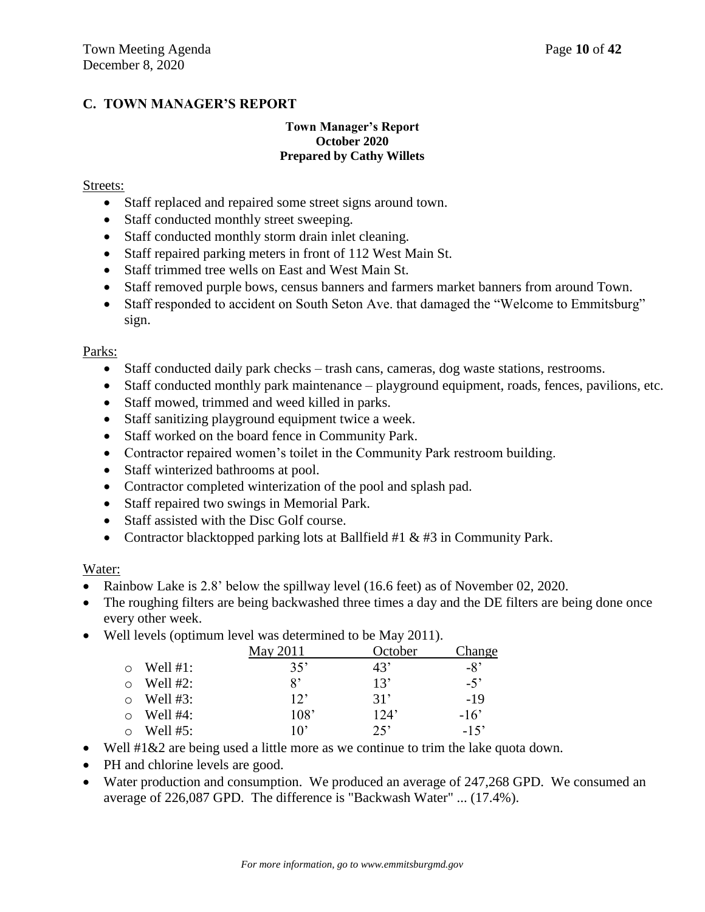## C. TOWN MANAGER'S REPORT

**Town Manager's Report**
**October 2020**
**Prepared by Cathy Willets**

Streets:

- Staff replaced and repaired some street signs around town.
- Staff conducted monthly street sweeping.
- Staff conducted monthly storm drain inlet cleaning.
- Staff repaired parking meters in front of 112 West Main St.
- Staff trimmed tree wells on East and West Main St.
- Staff removed purple bows, census banners and farmers market banners from around Town.
- Staff responded to accident on South Seton Ave. that damaged the "Welcome to Emmitsburg" sign.

Parks:

- Staff conducted daily park checks – trash cans, cameras, dog waste stations, restrooms.
- Staff conducted monthly park maintenance – playground equipment, roads, fences, pavilions, etc.
- Staff mowed, trimmed and weed killed in parks.
- Staff sanitizing playground equipment twice a week.
- Staff worked on the board fence in Community Park.
- Contractor repaired women's toilet in the Community Park restroom building.
- Staff winterized bathrooms at pool.
- Contractor completed winterization of the pool and splash pad.
- Staff repaired two swings in Memorial Park.
- Staff assisted with the Disc Golf course.
- Contractor blacktopped parking lots at Ballfield #1 & #3 in Community Park.

Water:

- Rainbow Lake is 2.8' below the spillway level (16.6 feet) as of November 02, 2020.
- The roughing filters are being backwashed three times a day and the DE filters are being done once every other week.
- Well levels (optimum level was determined to be May 2011).

| | May 2011 | October | Change |
|---|---|---|---|
| Well #1: | 35' | 43' | -8' |
| Well #2: | 8' | 13' | -5' |
| Well #3: | 12' | 31' | -19 |
| Well #4: | 108' | 124' | -16' |
| Well #5: | 10' | 25' | -15' |

- Well #1&2 are being used a little more as we continue to trim the lake quota down.
- PH and chlorine levels are good.
- Water production and consumption. We produced an average of 247,268 GPD. We consumed an average of 226,087 GPD. The difference is "Backwash Water" ... (17.4%).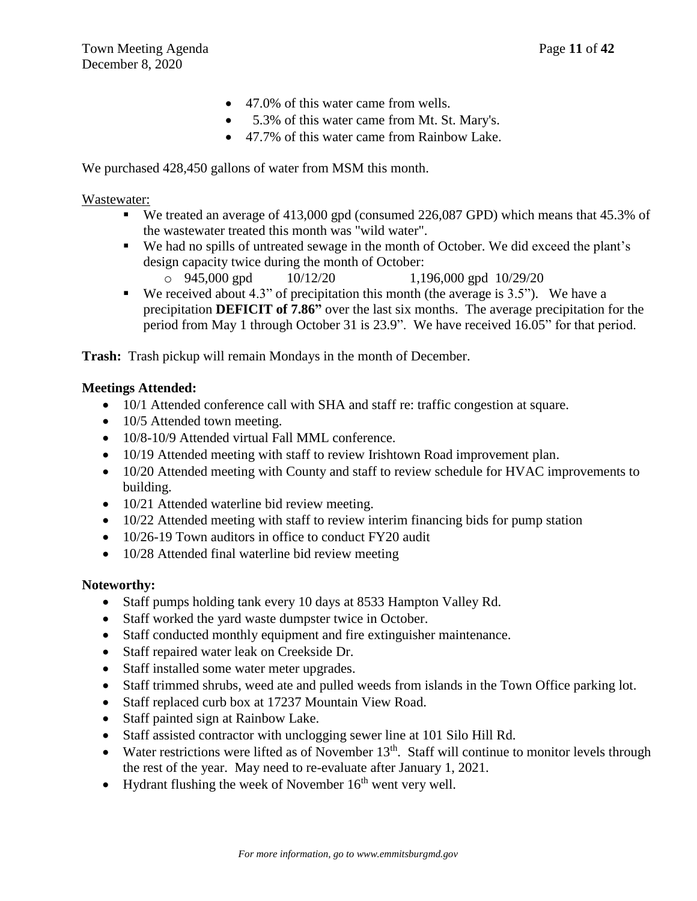- 47.0% of this water came from wells.
- 5.3% of this water came from Mt. St. Mary's.
- 47.7% of this water came from Rainbow Lake.

We purchased 428,450 gallons of water from MSM this month.

Wastewater:

- We treated an average of 413,000 gpd (consumed 226,087 GPD) which means that 45.3% of the wastewater treated this month was "wild water".
- We had no spills of untreated sewage in the month of October. We did exceed the plant's design capacity twice during the month of October:
  - 945,000 gpd 10/12/20 1,196,000 gpd 10/29/20
- We received about 4.3" of precipitation this month (the average is 3.5"). We have a precipitation **DEFICIT of 7.86"** over the last six months. The average precipitation for the period from May 1 through October 31 is 23.9". We have received 16.05" for that period.

**Trash:** Trash pickup will remain Mondays in the month of December.

**Meetings Attended:**

- 10/1 Attended conference call with SHA and staff re: traffic congestion at square.
- 10/5 Attended town meeting.
- 10/8-10/9 Attended virtual Fall MML conference.
- 10/19 Attended meeting with staff to review Irishtown Road improvement plan.
- 10/20 Attended meeting with County and staff to review schedule for HVAC improvements to building.
- 10/21 Attended waterline bid review meeting.
- 10/22 Attended meeting with staff to review interim financing bids for pump station
- 10/26-19 Town auditors in office to conduct FY20 audit
- 10/28 Attended final waterline bid review meeting

**Noteworthy:**

- Staff pumps holding tank every 10 days at 8533 Hampton Valley Rd.
- Staff worked the yard waste dumpster twice in October.
- Staff conducted monthly equipment and fire extinguisher maintenance.
- Staff repaired water leak on Creekside Dr.
- Staff installed some water meter upgrades.
- Staff trimmed shrubs, weed ate and pulled weeds from islands in the Town Office parking lot.
- Staff replaced curb box at 17237 Mountain View Road.
- Staff painted sign at Rainbow Lake.
- Staff assisted contractor with unclogging sewer line at 101 Silo Hill Rd.
- Water restrictions were lifted as of November 13th. Staff will continue to monitor levels through the rest of the year. May need to re-evaluate after January 1, 2021.
- Hydrant flushing the week of November 16th went very well.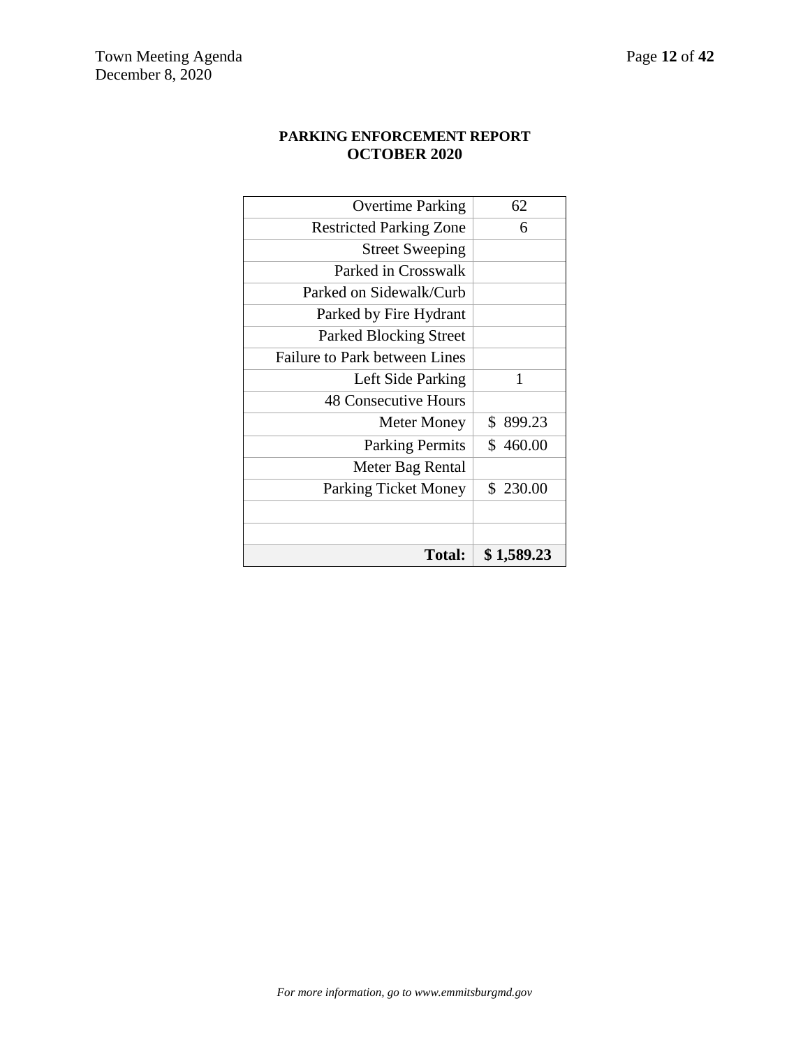**PARKING ENFORCEMENT REPORT**
**OCTOBER 2020**

| | |
|---|---|
| Overtime Parking | 62 |
| Restricted Parking Zone | 6 |
| Street Sweeping | |
| Parked in Crosswalk | |
| Parked on Sidewalk/Curb | |
| Parked by Fire Hydrant | |
| Parked Blocking Street | |
| Failure to Park between Lines | |
| Left Side Parking | 1 |
| 48 Consecutive Hours | |
| Meter Money | $ 899.23 |
| Parking Permits | $ 460.00 |
| Meter Bag Rental | |
| Parking Ticket Money | $ 230.00 |
| | |
| | |
| **Total:** | **$ 1,589.23** |

*For more information, go to www.emmitsburgmd.gov*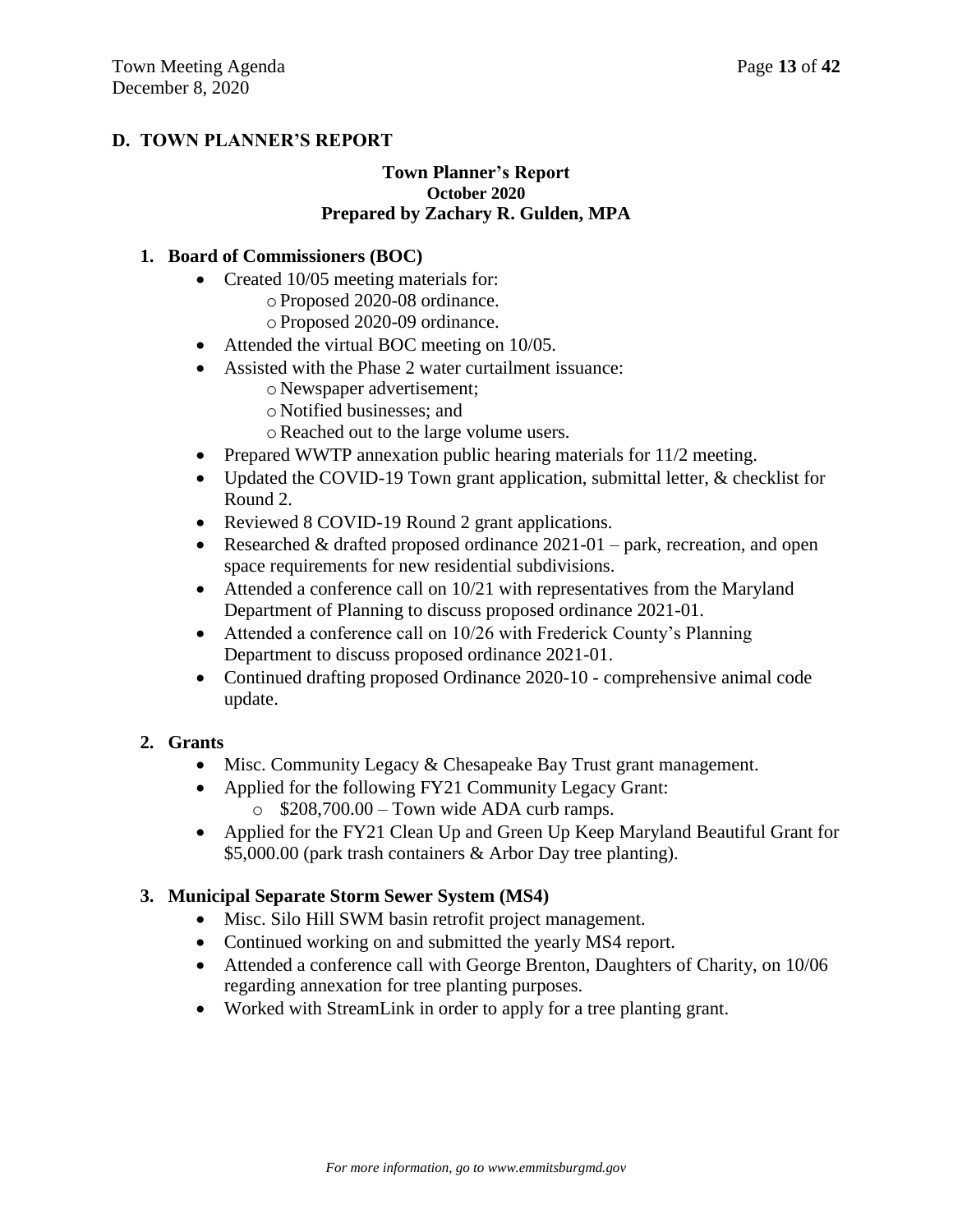## D. TOWN PLANNER'S REPORT

### Town Planner's Report
**October 2020**
**Prepared by Zachary R. Gulden, MPA**

### 1. Board of Commissioners (BOC)

- Created 10/05 meeting materials for:
    - Proposed 2020-08 ordinance.
    - Proposed 2020-09 ordinance.
- Attended the virtual BOC meeting on 10/05.
- Assisted with the Phase 2 water curtailment issuance:
    - Newspaper advertisement;
    - Notified businesses; and
    - Reached out to the large volume users.
- Prepared WWTP annexation public hearing materials for 11/2 meeting.
- Updated the COVID-19 Town grant application, submittal letter, & checklist for Round 2.
- Reviewed 8 COVID-19 Round 2 grant applications.
- Researched & drafted proposed ordinance 2021-01 – park, recreation, and open space requirements for new residential subdivisions.
- Attended a conference call on 10/21 with representatives from the Maryland Department of Planning to discuss proposed ordinance 2021-01.
- Attended a conference call on 10/26 with Frederick County's Planning Department to discuss proposed ordinance 2021-01.
- Continued drafting proposed Ordinance 2020-10 - comprehensive animal code update.

### 2. Grants

- Misc. Community Legacy & Chesapeake Bay Trust grant management.
- Applied for the following FY21 Community Legacy Grant:
    - $208,700.00 – Town wide ADA curb ramps.
- Applied for the FY21 Clean Up and Green Up Keep Maryland Beautiful Grant for $5,000.00 (park trash containers & Arbor Day tree planting).

### 3. Municipal Separate Storm Sewer System (MS4)

- Misc. Silo Hill SWM basin retrofit project management.
- Continued working on and submitted the yearly MS4 report.
- Attended a conference call with George Brenton, Daughters of Charity, on 10/06 regarding annexation for tree planting purposes.
- Worked with StreamLink in order to apply for a tree planting grant.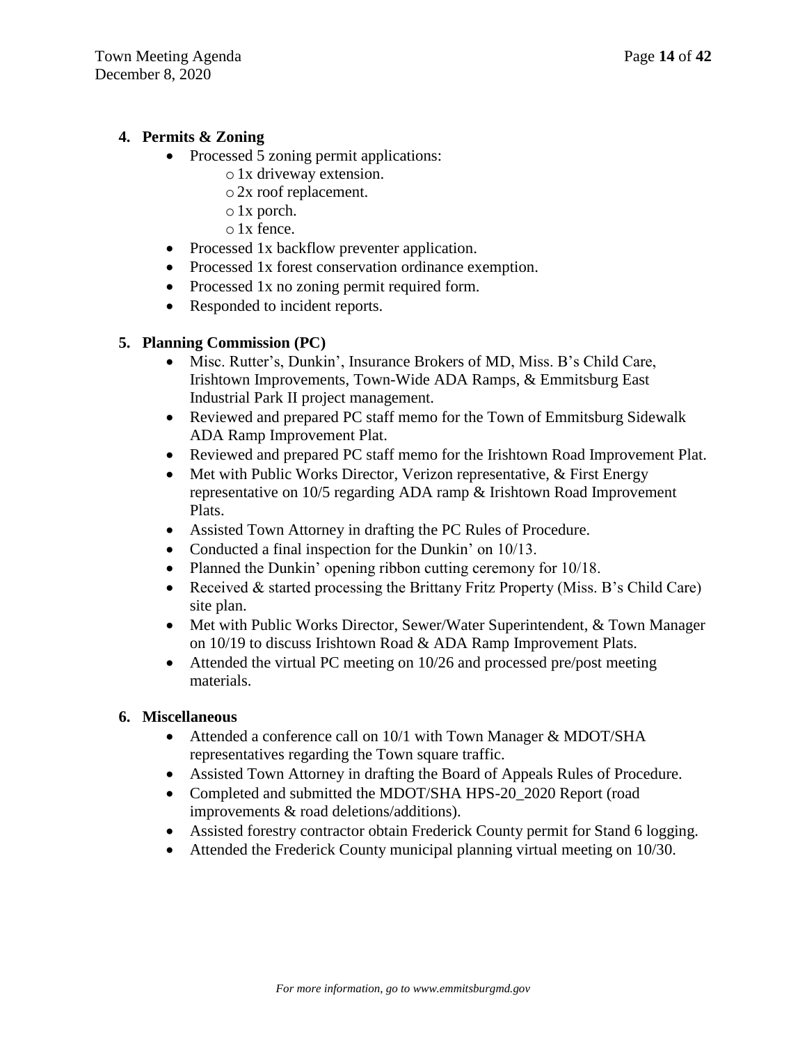4. **Permits & Zoning**
    - Processed 5 zoning permit applications:
        - 1x driveway extension.
        - 2x roof replacement.
        - 1x porch.
        - 1x fence.
    - Processed 1x backflow preventer application.
    - Processed 1x forest conservation ordinance exemption.
    - Processed 1x no zoning permit required form.
    - Responded to incident reports.

5. **Planning Commission (PC)**
    - Misc. Rutter's, Dunkin', Insurance Brokers of MD, Miss. B's Child Care, Irishtown Improvements, Town-Wide ADA Ramps, & Emmitsburg East Industrial Park II project management.
    - Reviewed and prepared PC staff memo for the Town of Emmitsburg Sidewalk ADA Ramp Improvement Plat.
    - Reviewed and prepared PC staff memo for the Irishtown Road Improvement Plat.
    - Met with Public Works Director, Verizon representative, & First Energy representative on 10/5 regarding ADA ramp & Irishtown Road Improvement Plats.
    - Assisted Town Attorney in drafting the PC Rules of Procedure.
    - Conducted a final inspection for the Dunkin' on 10/13.
    - Planned the Dunkin' opening ribbon cutting ceremony for 10/18.
    - Received & started processing the Brittany Fritz Property (Miss. B's Child Care) site plan.
    - Met with Public Works Director, Sewer/Water Superintendent, & Town Manager on 10/19 to discuss Irishtown Road & ADA Ramp Improvement Plats.
    - Attended the virtual PC meeting on 10/26 and processed pre/post meeting materials.

6. **Miscellaneous**
    - Attended a conference call on 10/1 with Town Manager & MDOT/SHA representatives regarding the Town square traffic.
    - Assisted Town Attorney in drafting the Board of Appeals Rules of Procedure.
    - Completed and submitted the MDOT/SHA HPS-20_2020 Report (road improvements & road deletions/additions).
    - Assisted forestry contractor obtain Frederick County permit for Stand 6 logging.
    - Attended the Frederick County municipal planning virtual meeting on 10/30.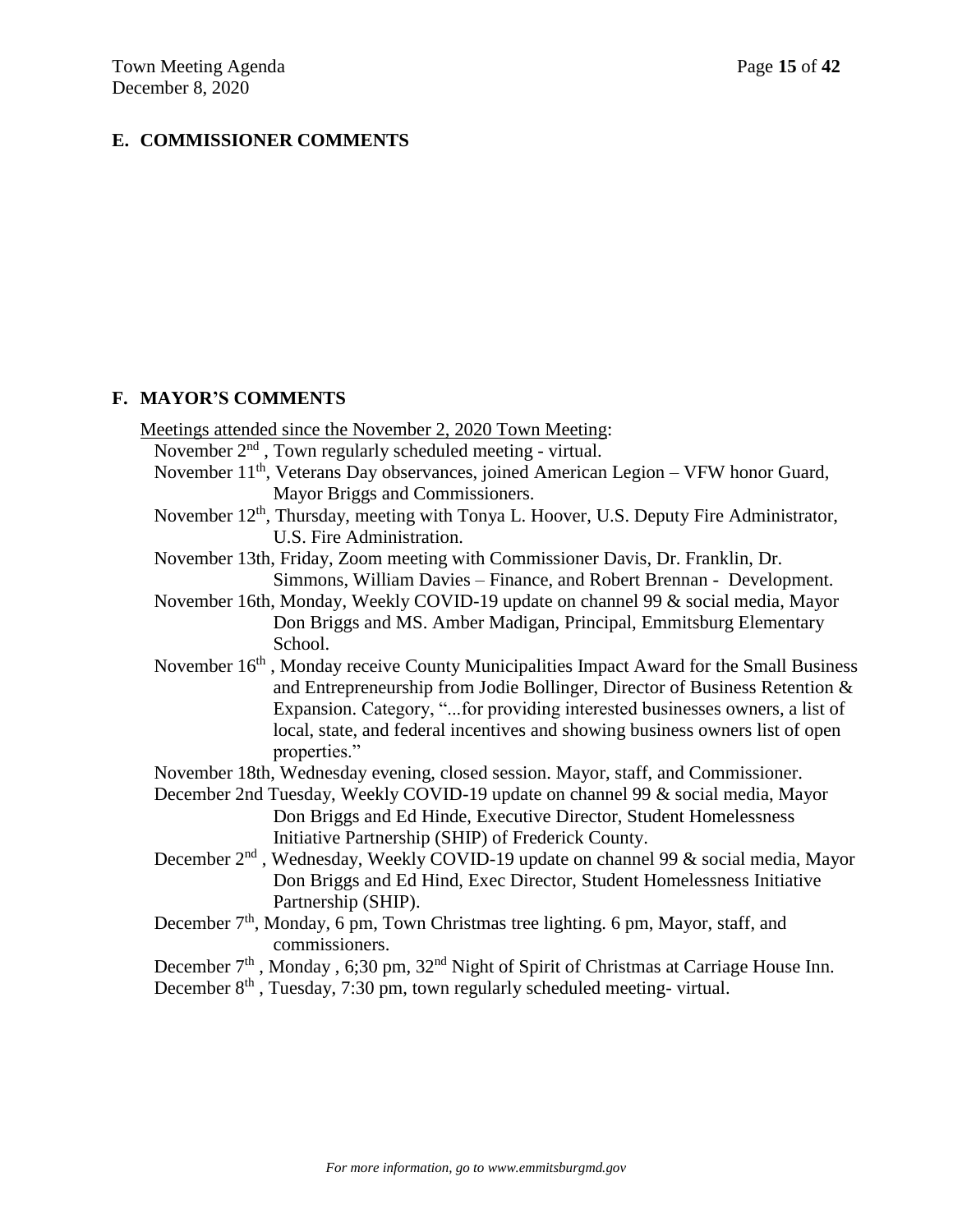## E. COMMISSIONER COMMENTS

## F. MAYOR'S COMMENTS

Meetings attended since the November 2, 2020 Town Meeting:

November 2nd , Town regularly scheduled meeting - virtual.

November 11th, Veterans Day observances, joined American Legion – VFW honor Guard, Mayor Briggs and Commissioners.

November 12th, Thursday, meeting with Tonya L. Hoover, U.S. Deputy Fire Administrator, U.S. Fire Administration.

November 13th, Friday, Zoom meeting with Commissioner Davis, Dr. Franklin, Dr. Simmons, William Davies – Finance, and Robert Brennan - Development.

November 16th, Monday, Weekly COVID-19 update on channel 99 & social media, Mayor Don Briggs and MS. Amber Madigan, Principal, Emmitsburg Elementary School.

November 16th , Monday receive County Municipalities Impact Award for the Small Business and Entrepreneurship from Jodie Bollinger, Director of Business Retention & Expansion. Category, "...for providing interested businesses owners, a list of local, state, and federal incentives and showing business owners list of open properties."

November 18th, Wednesday evening, closed session. Mayor, staff, and Commissioner.

December 2nd Tuesday, Weekly COVID-19 update on channel 99 & social media, Mayor Don Briggs and Ed Hinde, Executive Director, Student Homelessness Initiative Partnership (SHIP) of Frederick County.

December 2nd , Wednesday, Weekly COVID-19 update on channel 99 & social media, Mayor Don Briggs and Ed Hind, Exec Director, Student Homelessness Initiative Partnership (SHIP).

December 7th, Monday, 6 pm, Town Christmas tree lighting. 6 pm, Mayor, staff, and commissioners.

December 7th , Monday , 6;30 pm, 32nd Night of Spirit of Christmas at Carriage House Inn.

December 8th , Tuesday, 7:30 pm, town regularly scheduled meeting- virtual.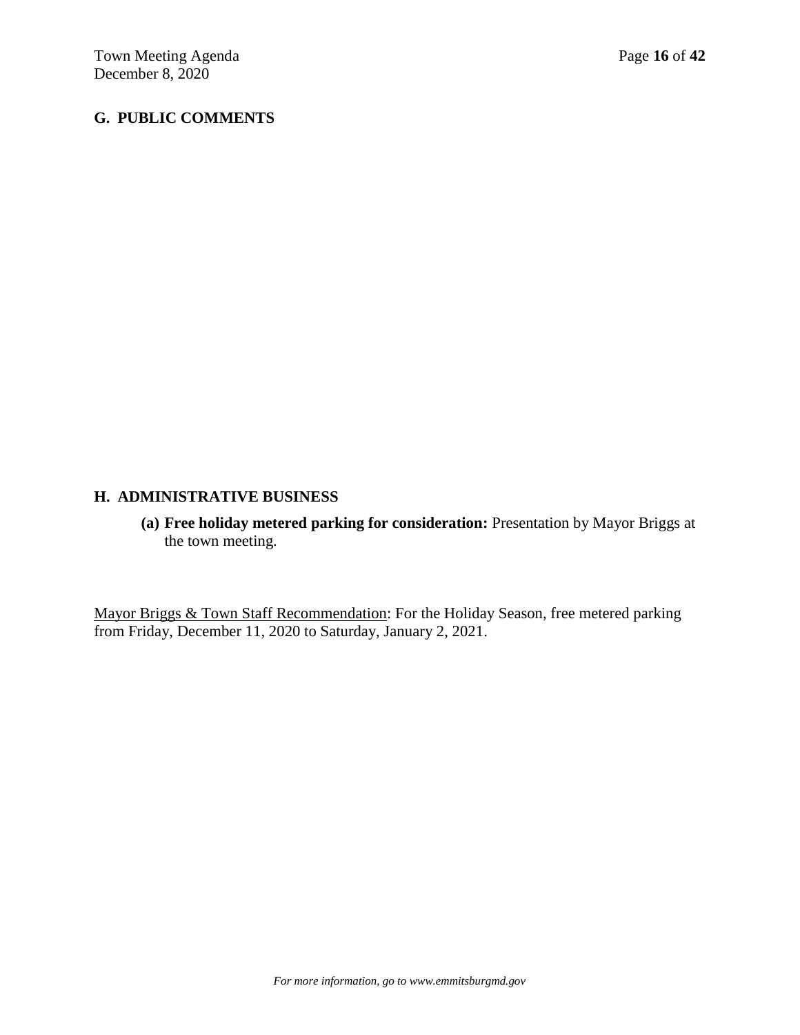## G. PUBLIC COMMENTS

## H. ADMINISTRATIVE BUSINESS

**(a) Free holiday metered parking for consideration:** Presentation by Mayor Briggs at the town meeting.

<u>Mayor Briggs & Town Staff Recommendation</u>: For the Holiday Season, free metered parking from Friday, December 11, 2020 to Saturday, January 2, 2021.

*For more information, go to www.emmitsburgmd.gov*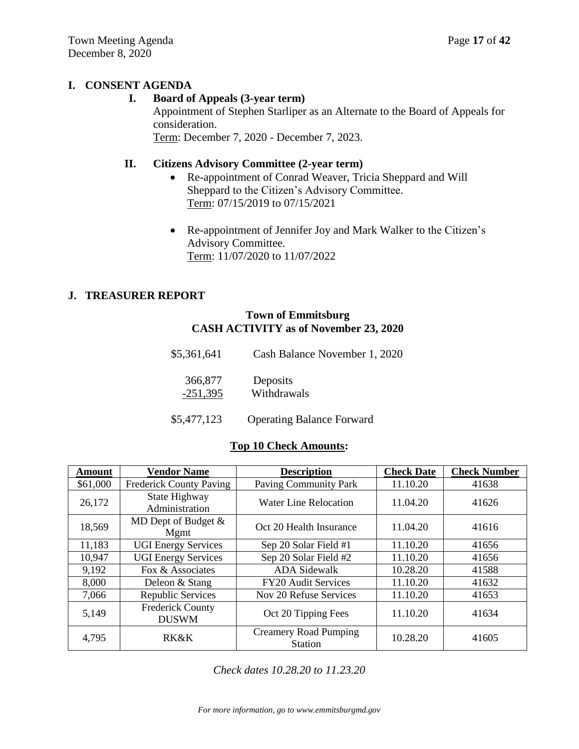## I. CONSENT AGENDA

### I. Board of Appeals (3-year term)

Appointment of Stephen Starliper as an Alternate to the Board of Appeals for consideration.
Term: December 7, 2020 - December 7, 2023.

### II. Citizens Advisory Committee (2-year term)

- Re-appointment of Conrad Weaver, Tricia Sheppard and Will Sheppard to the Citizen's Advisory Committee.
  Term: 07/15/2019 to 07/15/2021

- Re-appointment of Jennifer Joy and Mark Walker to the Citizen's Advisory Committee.
  Term: 11/07/2020 to 11/07/2022

## J. TREASURER REPORT

### Town of Emmitsburg
### CASH ACTIVITY as of November 23, 2020

| | |
|---|---|
| \$5,361,641 | Cash Balance November 1, 2020 |
| 366,877 | Deposits |
| -251,395 | Withdrawals |
| \$5,477,123 | Operating Balance Forward |

**Top 10 Check Amounts:**

| Amount | Vendor Name | Description | Check Date | Check Number |
|---|---|---|---|---|
| \$61,000 | Frederick County Paving | Paving Community Park | 11.10.20 | 41638 |
| 26,172 | State Highway Administration | Water Line Relocation | 11.04.20 | 41626 |
| 18,569 | MD Dept of Budget & Mgmt | Oct 20 Health Insurance | 11.04.20 | 41616 |
| 11,183 | UGI Energy Services | Sep 20 Solar Field #1 | 11.10.20 | 41656 |
| 10,947 | UGI Energy Services | Sep 20 Solar Field #2 | 11.10.20 | 41656 |
| 9,192 | Fox & Associates | ADA Sidewalk | 10.28.20 | 41588 |
| 8,000 | Deleon & Stang | FY20 Audit Services | 11.10.20 | 41632 |
| 7,066 | Republic Services | Nov 20 Refuse Services | 11.10.20 | 41653 |
| 5,149 | Frederick County DUSWM | Oct 20 Tipping Fees | 11.10.20 | 41634 |
| 4,795 | RK&K | Creamery Road Pumping Station | 10.28.20 | 41605 |

*Check dates 10.28.20 to 11.23.20*

*For more information, go to www.emmitsburgmd.gov*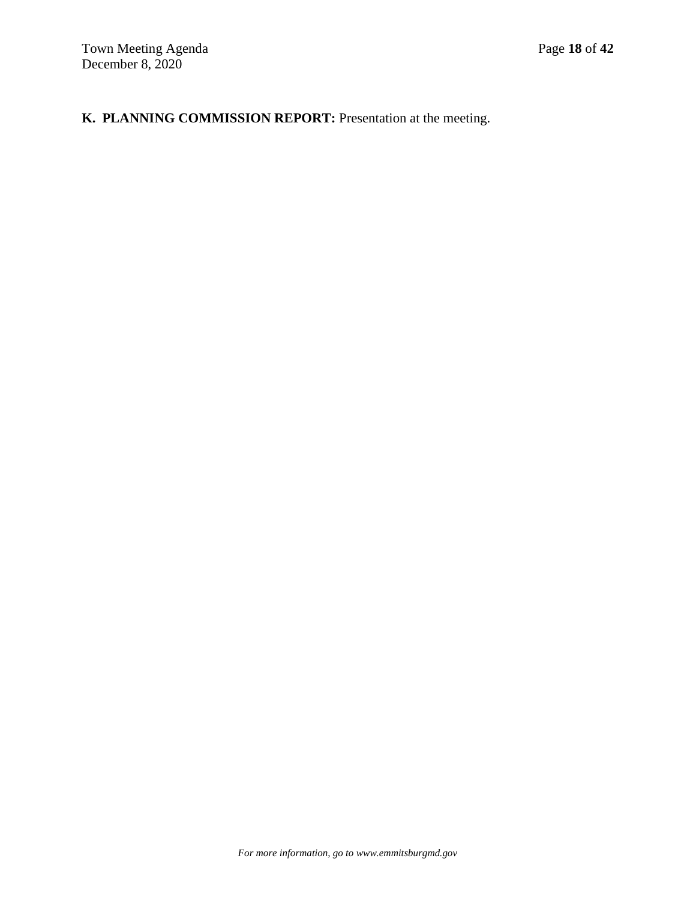**K. PLANNING COMMISSION REPORT:** Presentation at the meeting.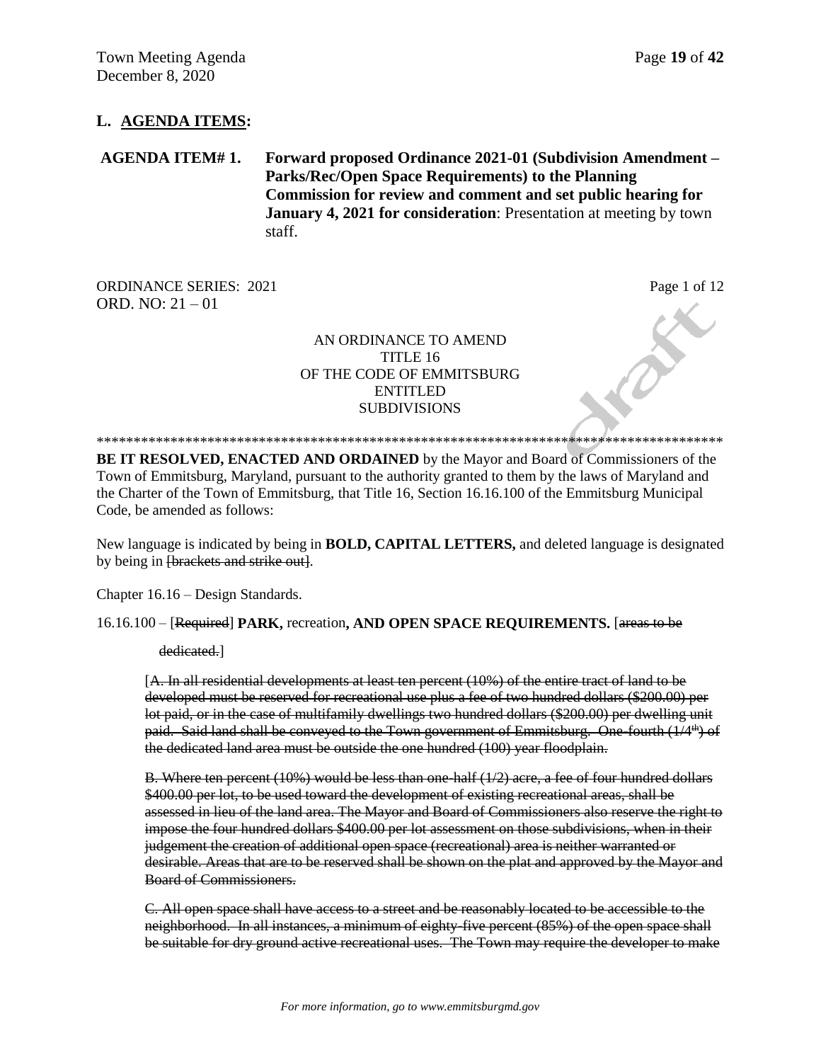## L. AGENDA ITEMS:

**AGENDA ITEM# 1. Forward proposed Ordinance 2021-01 (Subdivision Amendment – Parks/Rec/Open Space Requirements) to the Planning Commission for review and comment and set public hearing for January 4, 2021 for consideration**: Presentation at meeting by town staff.

ORDINANCE SERIES: 2021
ORD. NO: 21 – 01

Page 1 of 12

AN ORDINANCE TO AMEND
TITLE 16
OF THE CODE OF EMMITSBURG
ENTITLED
SUBDIVISIONS

\*\*\*\*\*\*\*\*\*\*\*\*\*\*\*\*\*\*\*\*\*\*\*\*\*\*\*\*\*\*\*\*\*\*\*\*\*\*\*\*\*\*\*\*\*\*\*\*\*\*\*\*\*\*\*\*\*\*\*\*\*\*\*\*\*\*\*\*\*\*\*\*\*\*\*\*\*\*\*\*\*\*\*\*

**BE IT RESOLVED, ENACTED AND ORDAINED** by the Mayor and Board of Commissioners of the Town of Emmitsburg, Maryland, pursuant to the authority granted to them by the laws of Maryland and the Charter of the Town of Emmitsburg, that Title 16, Section 16.16.100 of the Emmitsburg Municipal Code, be amended as follows:

New language is indicated by being in **BOLD, CAPITAL LETTERS,** and deleted language is designated by being in ~~[brackets and strike out]~~.

Chapter 16.16 – Design Standards.

16.16.100 – [~~Required~~] **PARK,** recreation**, AND OPEN SPACE REQUIREMENTS.** [~~areas to be dedicated.~~]

[~~A. In all residential developments at least ten percent (10%) of the entire tract of land to be developed must be reserved for recreational use plus a fee of two hundred dollars ($200.00) per lot paid, or in the case of multifamily dwellings two hundred dollars ($200.00) per dwelling unit paid. Said land shall be conveyed to the Town government of Emmitsburg. One-fourth (1/4th) of the dedicated land area must be outside the one hundred (100) year floodplain.~~

~~B. Where ten percent (10%) would be less than one-half (1/2) acre, a fee of four hundred dollars $400.00 per lot, to be used toward the development of existing recreational areas, shall be assessed in lieu of the land area. The Mayor and Board of Commissioners also reserve the right to impose the four hundred dollars $400.00 per lot assessment on those subdivisions, when in their judgement the creation of additional open space (recreational) area is neither warranted or desirable. Areas that are to be reserved shall be shown on the plat and approved by the Mayor and Board of Commissioners.~~

~~C. All open space shall have access to a street and be reasonably located to be accessible to the neighborhood. In all instances, a minimum of eighty-five percent (85%) of the open space shall be suitable for dry ground active recreational uses. The Town may require the developer to make~~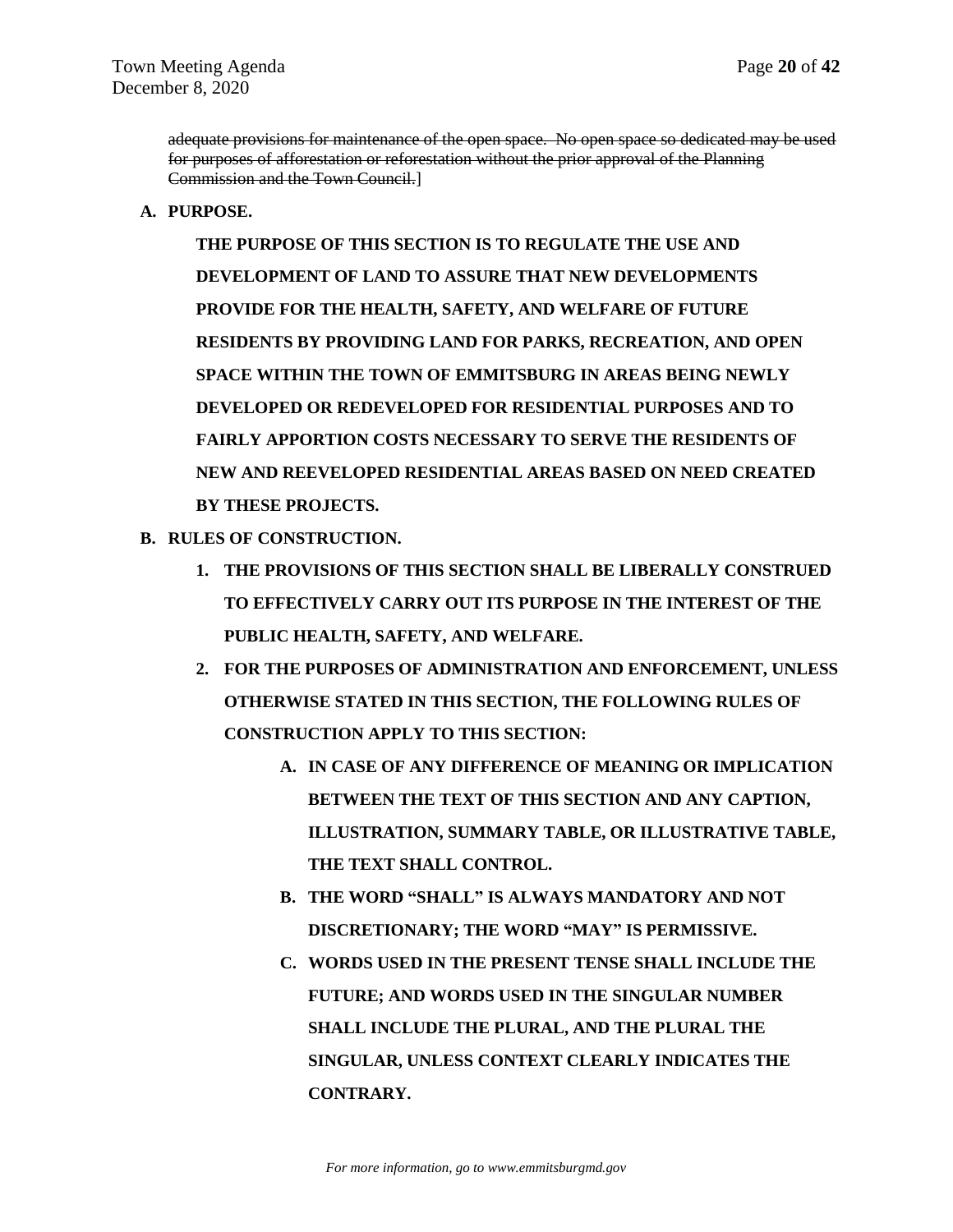~~adequate provisions for maintenance of the open space. No open space so dedicated may be used for purposes of afforestation or reforestation without the prior approval of the Planning Commission and the Town Council.~~]

**A. PURPOSE.**

**THE PURPOSE OF THIS SECTION IS TO REGULATE THE USE AND DEVELOPMENT OF LAND TO ASSURE THAT NEW DEVELOPMENTS PROVIDE FOR THE HEALTH, SAFETY, AND WELFARE OF FUTURE RESIDENTS BY PROVIDING LAND FOR PARKS, RECREATION, AND OPEN SPACE WITHIN THE TOWN OF EMMITSBURG IN AREAS BEING NEWLY DEVELOPED OR REDEVELOPED FOR RESIDENTIAL PURPOSES AND TO FAIRLY APPORTION COSTS NECESSARY TO SERVE THE RESIDENTS OF NEW AND REEVELOPED RESIDENTIAL AREAS BASED ON NEED CREATED BY THESE PROJECTS.**

**B. RULES OF CONSTRUCTION.**

1. **THE PROVISIONS OF THIS SECTION SHALL BE LIBERALLY CONSTRUED TO EFFECTIVELY CARRY OUT ITS PURPOSE IN THE INTEREST OF THE PUBLIC HEALTH, SAFETY, AND WELFARE.**
2. **FOR THE PURPOSES OF ADMINISTRATION AND ENFORCEMENT, UNLESS OTHERWISE STATED IN THIS SECTION, THE FOLLOWING RULES OF CONSTRUCTION APPLY TO THIS SECTION:**
   - **A. IN CASE OF ANY DIFFERENCE OF MEANING OR IMPLICATION BETWEEN THE TEXT OF THIS SECTION AND ANY CAPTION, ILLUSTRATION, SUMMARY TABLE, OR ILLUSTRATIVE TABLE, THE TEXT SHALL CONTROL.**
   - **B. THE WORD "SHALL" IS ALWAYS MANDATORY AND NOT DISCRETIONARY; THE WORD "MAY" IS PERMISSIVE.**
   - **C. WORDS USED IN THE PRESENT TENSE SHALL INCLUDE THE FUTURE; AND WORDS USED IN THE SINGULAR NUMBER SHALL INCLUDE THE PLURAL, AND THE PLURAL THE SINGULAR, UNLESS CONTEXT CLEARLY INDICATES THE CONTRARY.**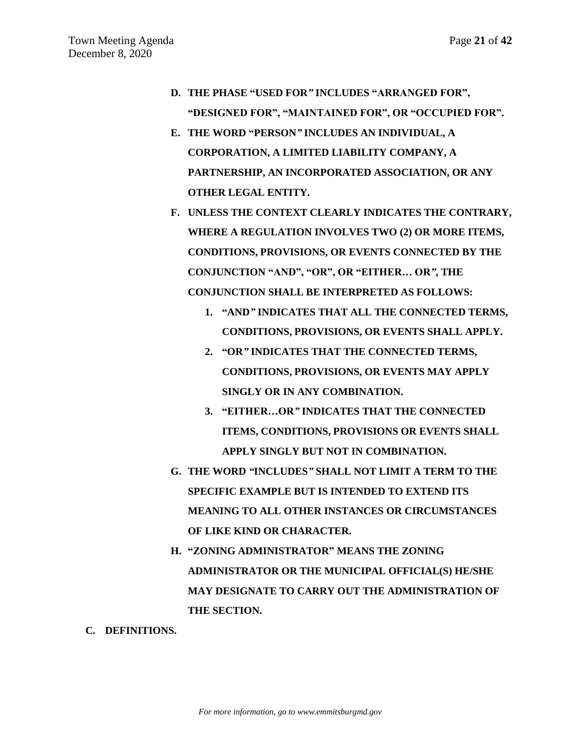**D. THE PHASE "USED FOR" INCLUDES "ARRANGED FOR", "DESIGNED FOR", "MAINTAINED FOR", OR "OCCUPIED FOR".**

**E. THE WORD "PERSON" INCLUDES AN INDIVIDUAL, A CORPORATION, A LIMITED LIABILITY COMPANY, A PARTNERSHIP, AN INCORPORATED ASSOCIATION, OR ANY OTHER LEGAL ENTITY.**

**F. UNLESS THE CONTEXT CLEARLY INDICATES THE CONTRARY, WHERE A REGULATION INVOLVES TWO (2) OR MORE ITEMS, CONDITIONS, PROVISIONS, OR EVENTS CONNECTED BY THE CONJUNCTION "AND", "OR", OR "EITHER… OR", THE CONJUNCTION SHALL BE INTERPRETED AS FOLLOWS:**

1. **"AND" INDICATES THAT ALL THE CONNECTED TERMS, CONDITIONS, PROVISIONS, OR EVENTS SHALL APPLY.**
2. **"OR" INDICATES THAT THE CONNECTED TERMS, CONDITIONS, PROVISIONS, OR EVENTS MAY APPLY SINGLY OR IN ANY COMBINATION.**
3. **"EITHER…OR" INDICATES THAT THE CONNECTED ITEMS, CONDITIONS, PROVISIONS OR EVENTS SHALL APPLY SINGLY BUT NOT IN COMBINATION.**

**G. THE WORD "INCLUDES" SHALL NOT LIMIT A TERM TO THE SPECIFIC EXAMPLE BUT IS INTENDED TO EXTEND ITS MEANING TO ALL OTHER INSTANCES OR CIRCUMSTANCES OF LIKE KIND OR CHARACTER.**

**H. "ZONING ADMINISTRATOR" MEANS THE ZONING ADMINISTRATOR OR THE MUNICIPAL OFFICIAL(S) HE/SHE MAY DESIGNATE TO CARRY OUT THE ADMINISTRATION OF THE SECTION.**

**C. DEFINITIONS.**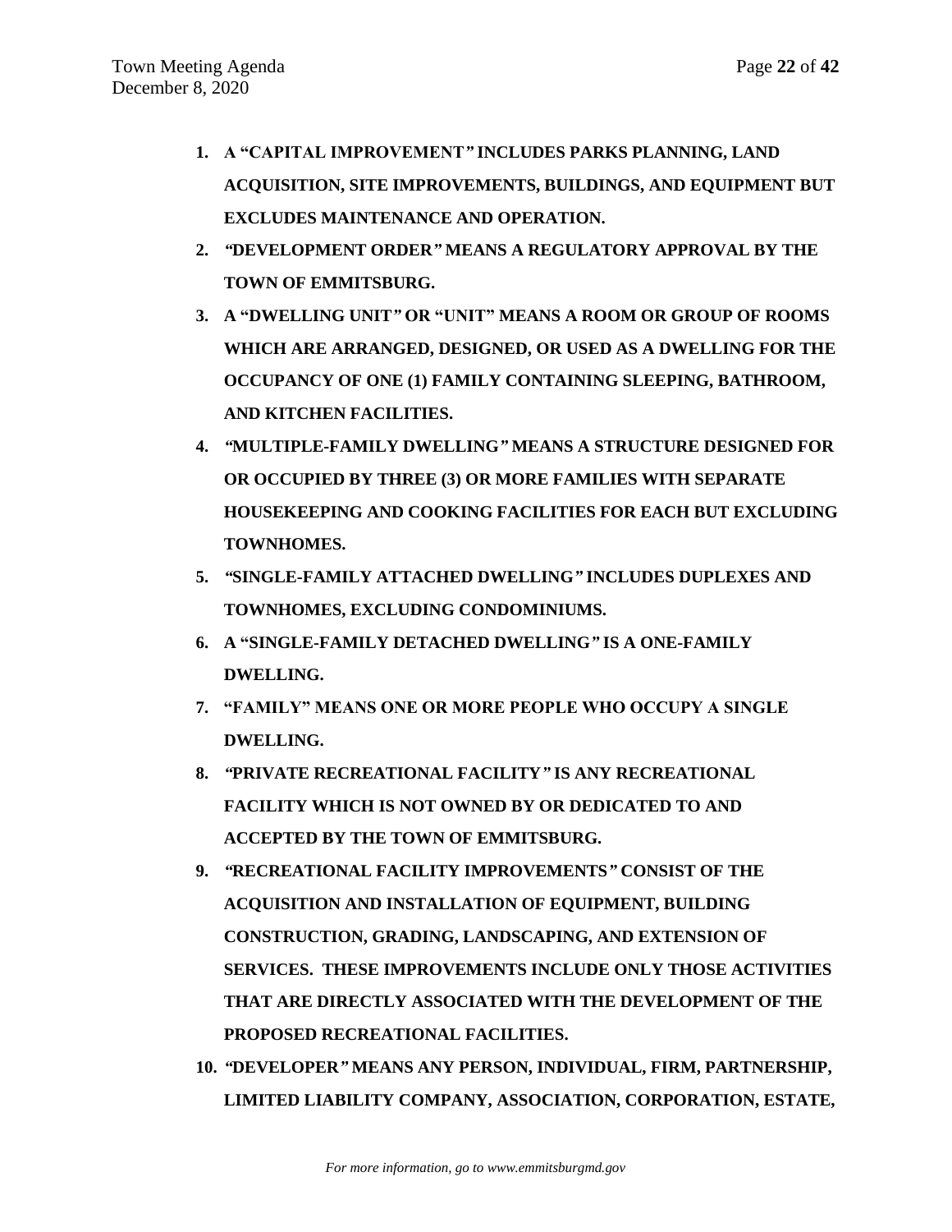1. **A "CAPITAL IMPROVEMENT" INCLUDES PARKS PLANNING, LAND ACQUISITION, SITE IMPROVEMENTS, BUILDINGS, AND EQUIPMENT BUT EXCLUDES MAINTENANCE AND OPERATION.**
2. **"DEVELOPMENT ORDER" MEANS A REGULATORY APPROVAL BY THE TOWN OF EMMITSBURG.**
3. **A "DWELLING UNIT" OR "UNIT" MEANS A ROOM OR GROUP OF ROOMS WHICH ARE ARRANGED, DESIGNED, OR USED AS A DWELLING FOR THE OCCUPANCY OF ONE (1) FAMILY CONTAINING SLEEPING, BATHROOM, AND KITCHEN FACILITIES.**
4. **"MULTIPLE-FAMILY DWELLING" MEANS A STRUCTURE DESIGNED FOR OR OCCUPIED BY THREE (3) OR MORE FAMILIES WITH SEPARATE HOUSEKEEPING AND COOKING FACILITIES FOR EACH BUT EXCLUDING TOWNHOMES.**
5. **"SINGLE-FAMILY ATTACHED DWELLING" INCLUDES DUPLEXES AND TOWNHOMES, EXCLUDING CONDOMINIUMS.**
6. **A "SINGLE-FAMILY DETACHED DWELLING" IS A ONE-FAMILY DWELLING.**
7. **"FAMILY" MEANS ONE OR MORE PEOPLE WHO OCCUPY A SINGLE DWELLING.**
8. **"PRIVATE RECREATIONAL FACILITY" IS ANY RECREATIONAL FACILITY WHICH IS NOT OWNED BY OR DEDICATED TO AND ACCEPTED BY THE TOWN OF EMMITSBURG.**
9. **"RECREATIONAL FACILITY IMPROVEMENTS" CONSIST OF THE ACQUISITION AND INSTALLATION OF EQUIPMENT, BUILDING CONSTRUCTION, GRADING, LANDSCAPING, AND EXTENSION OF SERVICES. THESE IMPROVEMENTS INCLUDE ONLY THOSE ACTIVITIES THAT ARE DIRECTLY ASSOCIATED WITH THE DEVELOPMENT OF THE PROPOSED RECREATIONAL FACILITIES.**
10. **"DEVELOPER" MEANS ANY PERSON, INDIVIDUAL, FIRM, PARTNERSHIP, LIMITED LIABILITY COMPANY, ASSOCIATION, CORPORATION, ESTATE,**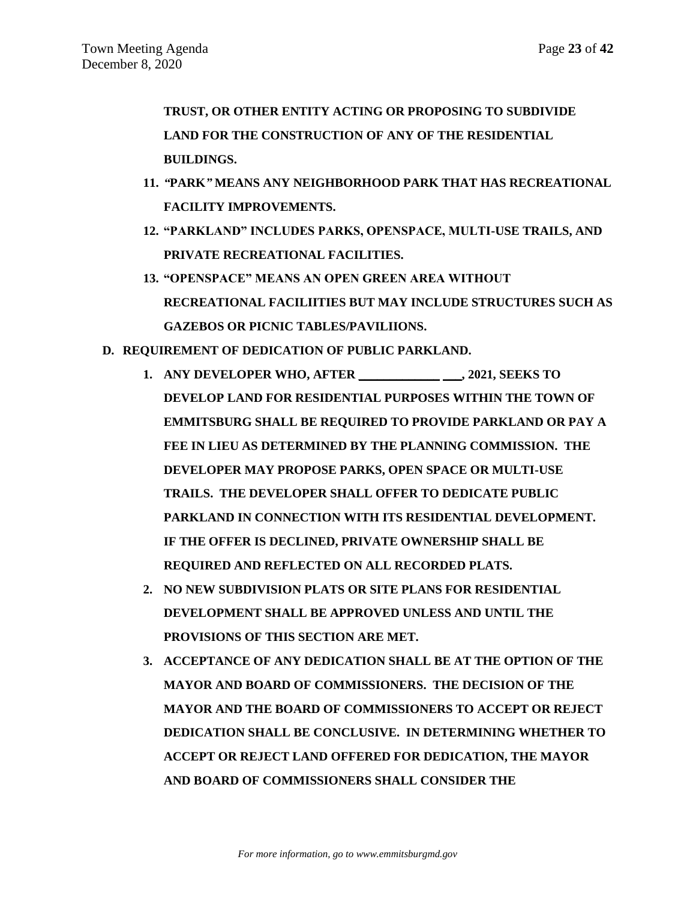**TRUST, OR OTHER ENTITY ACTING OR PROPOSING TO SUBDIVIDE LAND FOR THE CONSTRUCTION OF ANY OF THE RESIDENTIAL BUILDINGS.**

11. **"PARK" MEANS ANY NEIGHBORHOOD PARK THAT HAS RECREATIONAL FACILITY IMPROVEMENTS.**
12. **"PARKLAND" INCLUDES PARKS, OPENSPACE, MULTI-USE TRAILS, AND PRIVATE RECREATIONAL FACILITIES.**
13. **"OPENSPACE" MEANS AN OPEN GREEN AREA WITHOUT RECREATIONAL FACILIITIES BUT MAY INCLUDE STRUCTURES SUCH AS GAZEBOS OR PICNIC TABLES/PAVILIIONS.**

**D. REQUIREMENT OF DEDICATION OF PUBLIC PARKLAND.**

1. **ANY DEVELOPER WHO, AFTER ____________ ___, 2021, SEEKS TO DEVELOP LAND FOR RESIDENTIAL PURPOSES WITHIN THE TOWN OF EMMITSBURG SHALL BE REQUIRED TO PROVIDE PARKLAND OR PAY A FEE IN LIEU AS DETERMINED BY THE PLANNING COMMISSION. THE DEVELOPER MAY PROPOSE PARKS, OPEN SPACE OR MULTI-USE TRAILS. THE DEVELOPER SHALL OFFER TO DEDICATE PUBLIC PARKLAND IN CONNECTION WITH ITS RESIDENTIAL DEVELOPMENT. IF THE OFFER IS DECLINED, PRIVATE OWNERSHIP SHALL BE REQUIRED AND REFLECTED ON ALL RECORDED PLATS.**
2. **NO NEW SUBDIVISION PLATS OR SITE PLANS FOR RESIDENTIAL DEVELOPMENT SHALL BE APPROVED UNLESS AND UNTIL THE PROVISIONS OF THIS SECTION ARE MET.**
3. **ACCEPTANCE OF ANY DEDICATION SHALL BE AT THE OPTION OF THE MAYOR AND BOARD OF COMMISSIONERS. THE DECISION OF THE MAYOR AND THE BOARD OF COMMISSIONERS TO ACCEPT OR REJECT DEDICATION SHALL BE CONCLUSIVE. IN DETERMINING WHETHER TO ACCEPT OR REJECT LAND OFFERED FOR DEDICATION, THE MAYOR AND BOARD OF COMMISSIONERS SHALL CONSIDER THE**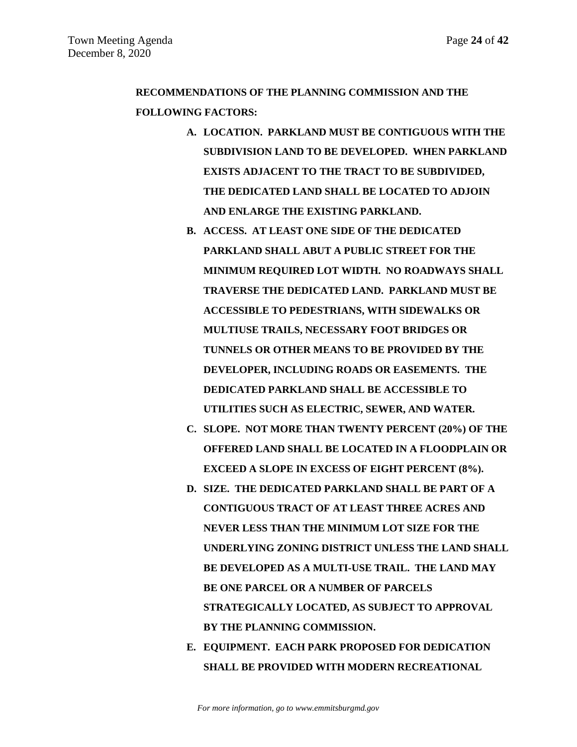**RECOMMENDATIONS OF THE PLANNING COMMISSION AND THE FOLLOWING FACTORS:**

A. **LOCATION. PARKLAND MUST BE CONTIGUOUS WITH THE SUBDIVISION LAND TO BE DEVELOPED. WHEN PARKLAND EXISTS ADJACENT TO THE TRACT TO BE SUBDIVIDED, THE DEDICATED LAND SHALL BE LOCATED TO ADJOIN AND ENLARGE THE EXISTING PARKLAND.**

B. **ACCESS. AT LEAST ONE SIDE OF THE DEDICATED PARKLAND SHALL ABUT A PUBLIC STREET FOR THE MINIMUM REQUIRED LOT WIDTH. NO ROADWAYS SHALL TRAVERSE THE DEDICATED LAND. PARKLAND MUST BE ACCESSIBLE TO PEDESTRIANS, WITH SIDEWALKS OR MULTIUSE TRAILS, NECESSARY FOOT BRIDGES OR TUNNELS OR OTHER MEANS TO BE PROVIDED BY THE DEVELOPER, INCLUDING ROADS OR EASEMENTS. THE DEDICATED PARKLAND SHALL BE ACCESSIBLE TO UTILITIES SUCH AS ELECTRIC, SEWER, AND WATER.**

C. **SLOPE. NOT MORE THAN TWENTY PERCENT (20%) OF THE OFFERED LAND SHALL BE LOCATED IN A FLOODPLAIN OR EXCEED A SLOPE IN EXCESS OF EIGHT PERCENT (8%).**

D. **SIZE. THE DEDICATED PARKLAND SHALL BE PART OF A CONTIGUOUS TRACT OF AT LEAST THREE ACRES AND NEVER LESS THAN THE MINIMUM LOT SIZE FOR THE UNDERLYING ZONING DISTRICT UNLESS THE LAND SHALL BE DEVELOPED AS A MULTI-USE TRAIL. THE LAND MAY BE ONE PARCEL OR A NUMBER OF PARCELS STRATEGICALLY LOCATED, AS SUBJECT TO APPROVAL BY THE PLANNING COMMISSION.**

E. **EQUIPMENT. EACH PARK PROPOSED FOR DEDICATION SHALL BE PROVIDED WITH MODERN RECREATIONAL**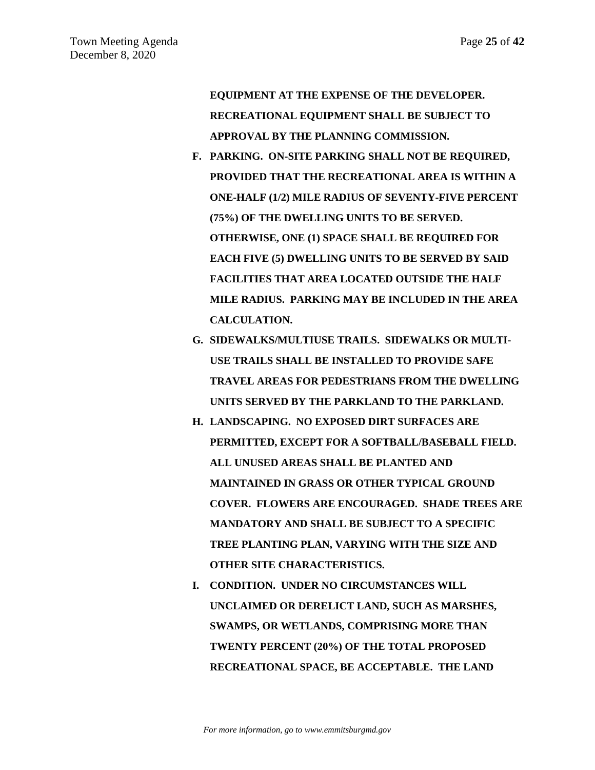**EQUIPMENT AT THE EXPENSE OF THE DEVELOPER. RECREATIONAL EQUIPMENT SHALL BE SUBJECT TO APPROVAL BY THE PLANNING COMMISSION.**

**F. PARKING. ON-SITE PARKING SHALL NOT BE REQUIRED, PROVIDED THAT THE RECREATIONAL AREA IS WITHIN A ONE-HALF (1/2) MILE RADIUS OF SEVENTY-FIVE PERCENT (75%) OF THE DWELLING UNITS TO BE SERVED. OTHERWISE, ONE (1) SPACE SHALL BE REQUIRED FOR EACH FIVE (5) DWELLING UNITS TO BE SERVED BY SAID FACILITIES THAT AREA LOCATED OUTSIDE THE HALF MILE RADIUS. PARKING MAY BE INCLUDED IN THE AREA CALCULATION.**

**G. SIDEWALKS/MULTIUSE TRAILS. SIDEWALKS OR MULTI-USE TRAILS SHALL BE INSTALLED TO PROVIDE SAFE TRAVEL AREAS FOR PEDESTRIANS FROM THE DWELLING UNITS SERVED BY THE PARKLAND TO THE PARKLAND.**

**H. LANDSCAPING. NO EXPOSED DIRT SURFACES ARE PERMITTED, EXCEPT FOR A SOFTBALL/BASEBALL FIELD. ALL UNUSED AREAS SHALL BE PLANTED AND MAINTAINED IN GRASS OR OTHER TYPICAL GROUND COVER. FLOWERS ARE ENCOURAGED. SHADE TREES ARE MANDATORY AND SHALL BE SUBJECT TO A SPECIFIC TREE PLANTING PLAN, VARYING WITH THE SIZE AND OTHER SITE CHARACTERISTICS.**

**I. CONDITION. UNDER NO CIRCUMSTANCES WILL UNCLAIMED OR DERELICT LAND, SUCH AS MARSHES, SWAMPS, OR WETLANDS, COMPRISING MORE THAN TWENTY PERCENT (20%) OF THE TOTAL PROPOSED RECREATIONAL SPACE, BE ACCEPTABLE. THE LAND**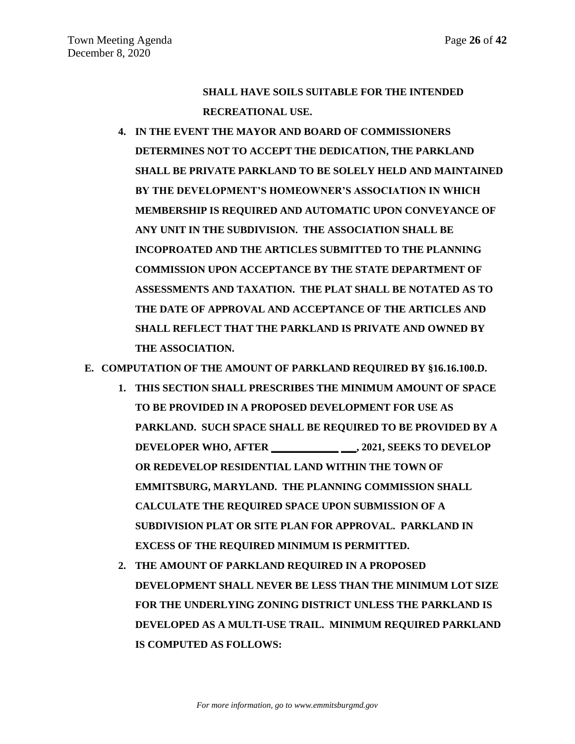**SHALL HAVE SOILS SUITABLE FOR THE INTENDED RECREATIONAL USE.**

4. **IN THE EVENT THE MAYOR AND BOARD OF COMMISSIONERS DETERMINES NOT TO ACCEPT THE DEDICATION, THE PARKLAND SHALL BE PRIVATE PARKLAND TO BE SOLELY HELD AND MAINTAINED BY THE DEVELOPMENT'S HOMEOWNER'S ASSOCIATION IN WHICH MEMBERSHIP IS REQUIRED AND AUTOMATIC UPON CONVEYANCE OF ANY UNIT IN THE SUBDIVISION. THE ASSOCIATION SHALL BE INCOPROATED AND THE ARTICLES SUBMITTED TO THE PLANNING COMMISSION UPON ACCEPTANCE BY THE STATE DEPARTMENT OF ASSESSMENTS AND TAXATION. THE PLAT SHALL BE NOTATED AS TO THE DATE OF APPROVAL AND ACCEPTANCE OF THE ARTICLES AND SHALL REFLECT THAT THE PARKLAND IS PRIVATE AND OWNED BY THE ASSOCIATION.**

**E. COMPUTATION OF THE AMOUNT OF PARKLAND REQUIRED BY §16.16.100.D.**

1. **THIS SECTION SHALL PRESCRIBES THE MINIMUM AMOUNT OF SPACE TO BE PROVIDED IN A PROPOSED DEVELOPMENT FOR USE AS PARKLAND. SUCH SPACE SHALL BE REQUIRED TO BE PROVIDED BY A DEVELOPER WHO, AFTER _____________ ___, 2021, SEEKS TO DEVELOP OR REDEVELOP RESIDENTIAL LAND WITHIN THE TOWN OF EMMITSBURG, MARYLAND. THE PLANNING COMMISSION SHALL CALCULATE THE REQUIRED SPACE UPON SUBMISSION OF A SUBDIVISION PLAT OR SITE PLAN FOR APPROVAL. PARKLAND IN EXCESS OF THE REQUIRED MINIMUM IS PERMITTED.**
2. **THE AMOUNT OF PARKLAND REQUIRED IN A PROPOSED DEVELOPMENT SHALL NEVER BE LESS THAN THE MINIMUM LOT SIZE FOR THE UNDERLYING ZONING DISTRICT UNLESS THE PARKLAND IS DEVELOPED AS A MULTI-USE TRAIL. MINIMUM REQUIRED PARKLAND IS COMPUTED AS FOLLOWS:**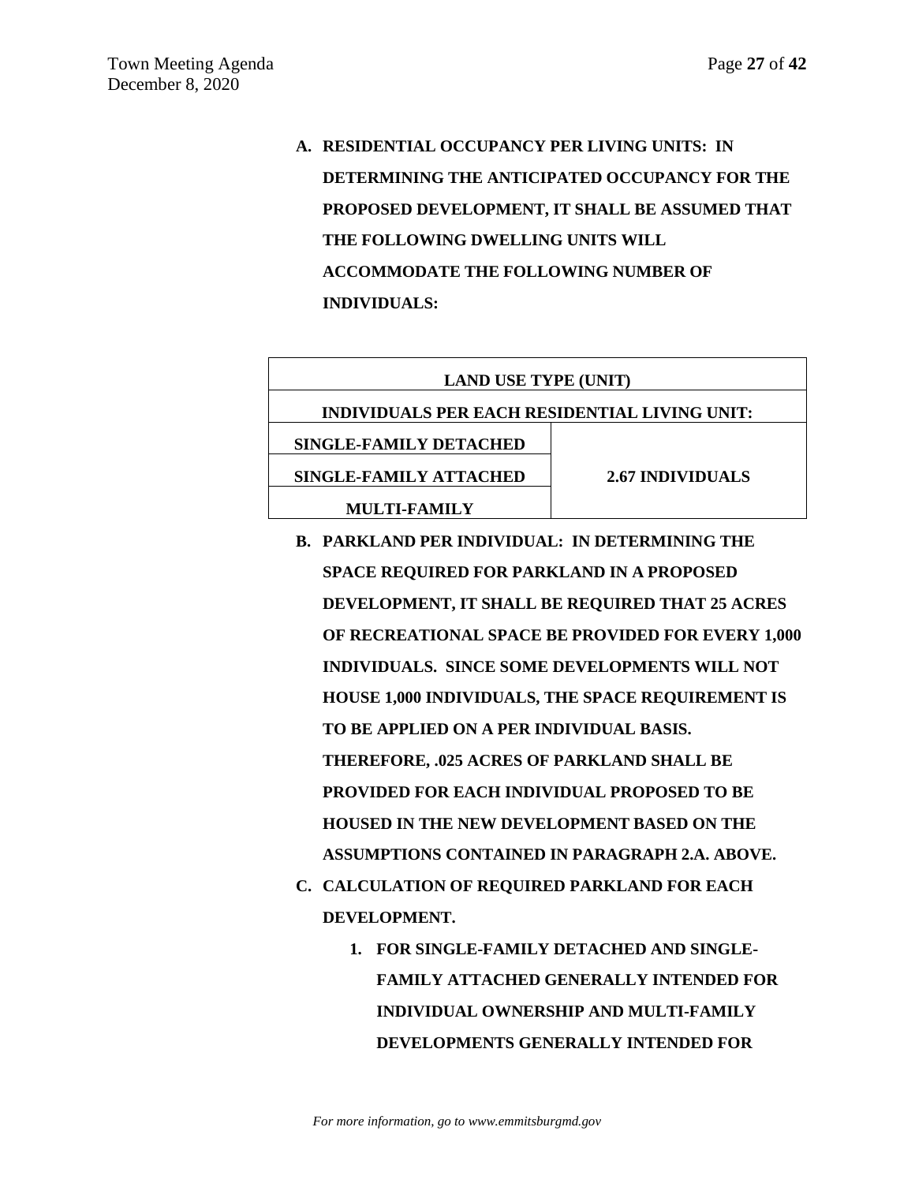**A. RESIDENTIAL OCCUPANCY PER LIVING UNITS: IN DETERMINING THE ANTICIPATED OCCUPANCY FOR THE PROPOSED DEVELOPMENT, IT SHALL BE ASSUMED THAT THE FOLLOWING DWELLING UNITS WILL ACCOMMODATE THE FOLLOWING NUMBER OF INDIVIDUALS:**

| LAND USE TYPE (UNIT) | |
|---|---|
| **INDIVIDUALS PER EACH RESIDENTIAL LIVING UNIT:** | |
| **SINGLE-FAMILY DETACHED** | **2.67 INDIVIDUALS** |
| **SINGLE-FAMILY ATTACHED** | |
| **MULTI-FAMILY** | |

**B. PARKLAND PER INDIVIDUAL: IN DETERMINING THE SPACE REQUIRED FOR PARKLAND IN A PROPOSED DEVELOPMENT, IT SHALL BE REQUIRED THAT 25 ACRES OF RECREATIONAL SPACE BE PROVIDED FOR EVERY 1,000 INDIVIDUALS. SINCE SOME DEVELOPMENTS WILL NOT HOUSE 1,000 INDIVIDUALS, THE SPACE REQUIREMENT IS TO BE APPLIED ON A PER INDIVIDUAL BASIS. THEREFORE, .025 ACRES OF PARKLAND SHALL BE PROVIDED FOR EACH INDIVIDUAL PROPOSED TO BE HOUSED IN THE NEW DEVELOPMENT BASED ON THE ASSUMPTIONS CONTAINED IN PARAGRAPH 2.A. ABOVE.**

**C. CALCULATION OF REQUIRED PARKLAND FOR EACH DEVELOPMENT.**

1. **FOR SINGLE-FAMILY DETACHED AND SINGLE-FAMILY ATTACHED GENERALLY INTENDED FOR INDIVIDUAL OWNERSHIP AND MULTI-FAMILY DEVELOPMENTS GENERALLY INTENDED FOR**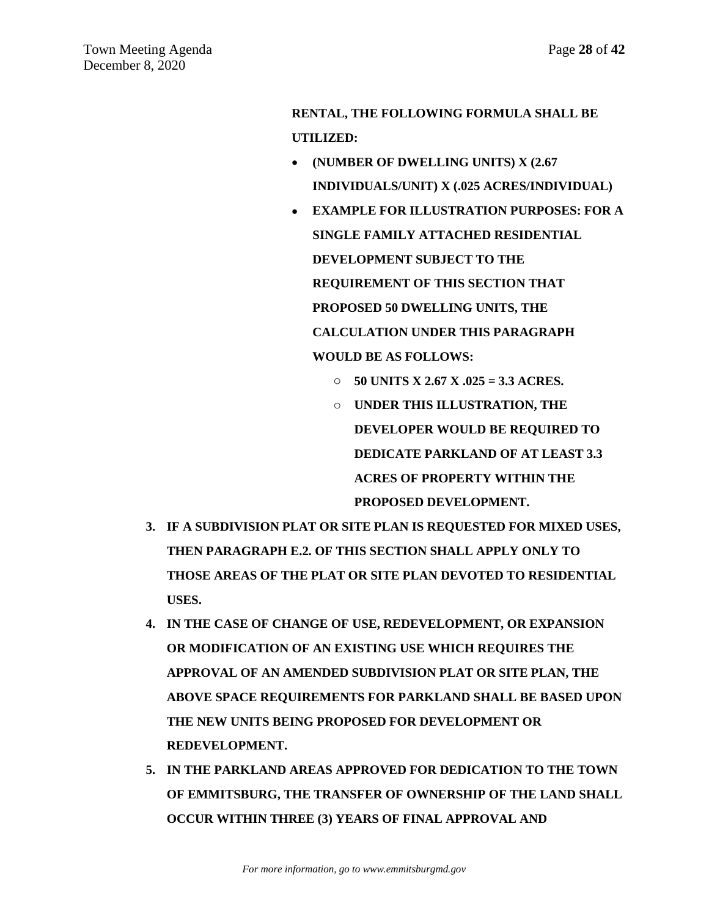**RENTAL, THE FOLLOWING FORMULA SHALL BE UTILIZED:**

- **(NUMBER OF DWELLING UNITS) X (2.67 INDIVIDUALS/UNIT) X (.025 ACRES/INDIVIDUAL)**
- **EXAMPLE FOR ILLUSTRATION PURPOSES: FOR A SINGLE FAMILY ATTACHED RESIDENTIAL DEVELOPMENT SUBJECT TO THE REQUIREMENT OF THIS SECTION THAT PROPOSED 50 DWELLING UNITS, THE CALCULATION UNDER THIS PARAGRAPH WOULD BE AS FOLLOWS:**
    - **50 UNITS X 2.67 X .025 = 3.3 ACRES.**
    - **UNDER THIS ILLUSTRATION, THE DEVELOPER WOULD BE REQUIRED TO DEDICATE PARKLAND OF AT LEAST 3.3 ACRES OF PROPERTY WITHIN THE PROPOSED DEVELOPMENT.**

3. **IF A SUBDIVISION PLAT OR SITE PLAN IS REQUESTED FOR MIXED USES, THEN PARAGRAPH E.2. OF THIS SECTION SHALL APPLY ONLY TO THOSE AREAS OF THE PLAT OR SITE PLAN DEVOTED TO RESIDENTIAL USES.**
4. **IN THE CASE OF CHANGE OF USE, REDEVELOPMENT, OR EXPANSION OR MODIFICATION OF AN EXISTING USE WHICH REQUIRES THE APPROVAL OF AN AMENDED SUBDIVISION PLAT OR SITE PLAN, THE ABOVE SPACE REQUIREMENTS FOR PARKLAND SHALL BE BASED UPON THE NEW UNITS BEING PROPOSED FOR DEVELOPMENT OR REDEVELOPMENT.**
5. **IN THE PARKLAND AREAS APPROVED FOR DEDICATION TO THE TOWN OF EMMITSBURG, THE TRANSFER OF OWNERSHIP OF THE LAND SHALL OCCUR WITHIN THREE (3) YEARS OF FINAL APPROVAL AND**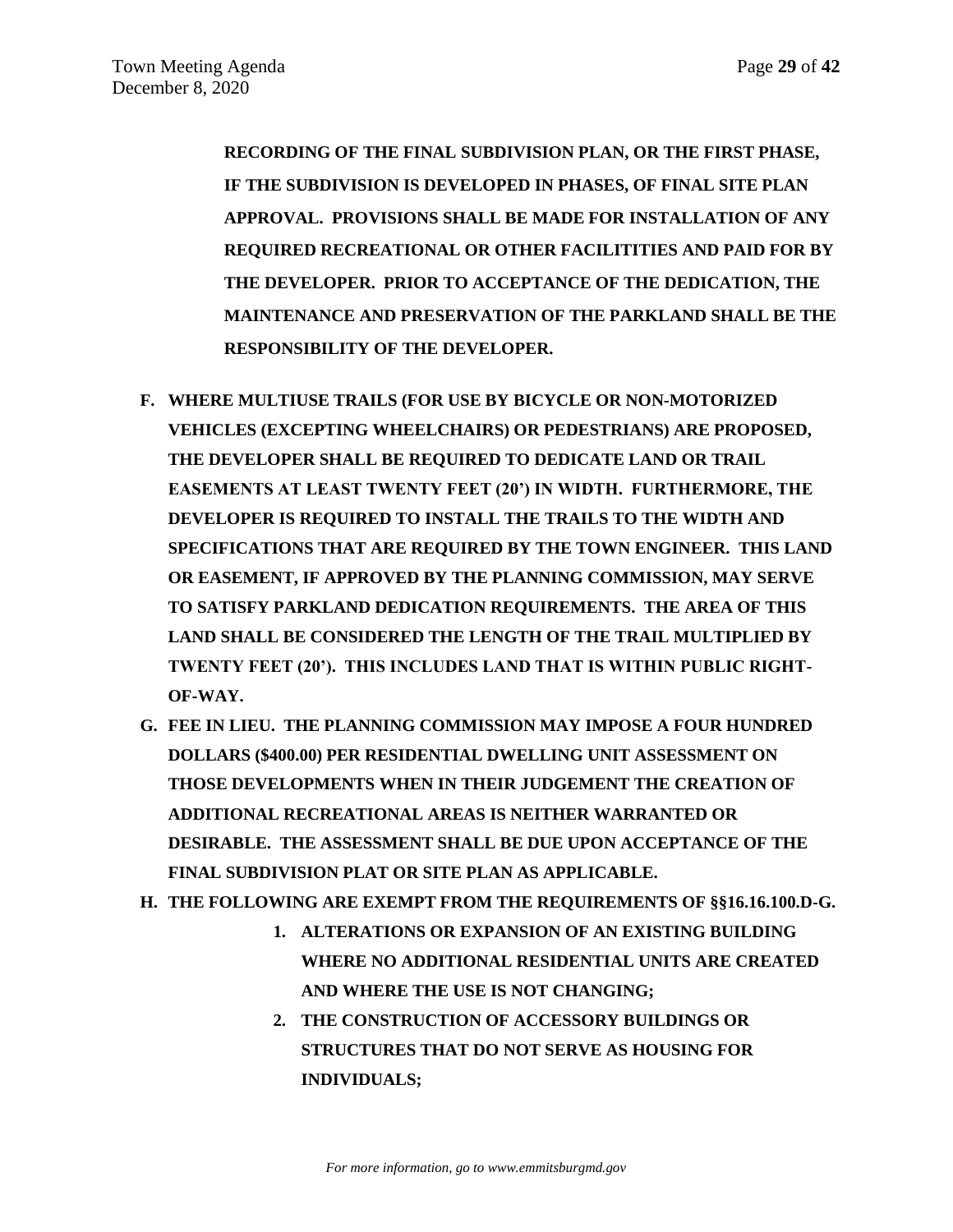**RECORDING OF THE FINAL SUBDIVISION PLAN, OR THE FIRST PHASE, IF THE SUBDIVISION IS DEVELOPED IN PHASES, OF FINAL SITE PLAN APPROVAL. PROVISIONS SHALL BE MADE FOR INSTALLATION OF ANY REQUIRED RECREATIONAL OR OTHER FACILITITIES AND PAID FOR BY THE DEVELOPER. PRIOR TO ACCEPTANCE OF THE DEDICATION, THE MAINTENANCE AND PRESERVATION OF THE PARKLAND SHALL BE THE RESPONSIBILITY OF THE DEVELOPER.**

**F. WHERE MULTIUSE TRAILS (FOR USE BY BICYCLE OR NON-MOTORIZED VEHICLES (EXCEPTING WHEELCHAIRS) OR PEDESTRIANS) ARE PROPOSED, THE DEVELOPER SHALL BE REQUIRED TO DEDICATE LAND OR TRAIL EASEMENTS AT LEAST TWENTY FEET (20') IN WIDTH. FURTHERMORE, THE DEVELOPER IS REQUIRED TO INSTALL THE TRAILS TO THE WIDTH AND SPECIFICATIONS THAT ARE REQUIRED BY THE TOWN ENGINEER. THIS LAND OR EASEMENT, IF APPROVED BY THE PLANNING COMMISSION, MAY SERVE TO SATISFY PARKLAND DEDICATION REQUIREMENTS. THE AREA OF THIS LAND SHALL BE CONSIDERED THE LENGTH OF THE TRAIL MULTIPLIED BY TWENTY FEET (20'). THIS INCLUDES LAND THAT IS WITHIN PUBLIC RIGHT-OF-WAY.**

**G. FEE IN LIEU. THE PLANNING COMMISSION MAY IMPOSE A FOUR HUNDRED DOLLARS ($400.00) PER RESIDENTIAL DWELLING UNIT ASSESSMENT ON THOSE DEVELOPMENTS WHEN IN THEIR JUDGEMENT THE CREATION OF ADDITIONAL RECREATIONAL AREAS IS NEITHER WARRANTED OR DESIRABLE. THE ASSESSMENT SHALL BE DUE UPON ACCEPTANCE OF THE FINAL SUBDIVISION PLAT OR SITE PLAN AS APPLICABLE.**

**H. THE FOLLOWING ARE EXEMPT FROM THE REQUIREMENTS OF §§16.16.100.D-G.**

1. **ALTERATIONS OR EXPANSION OF AN EXISTING BUILDING WHERE NO ADDITIONAL RESIDENTIAL UNITS ARE CREATED AND WHERE THE USE IS NOT CHANGING;**
2. **THE CONSTRUCTION OF ACCESSORY BUILDINGS OR STRUCTURES THAT DO NOT SERVE AS HOUSING FOR INDIVIDUALS;**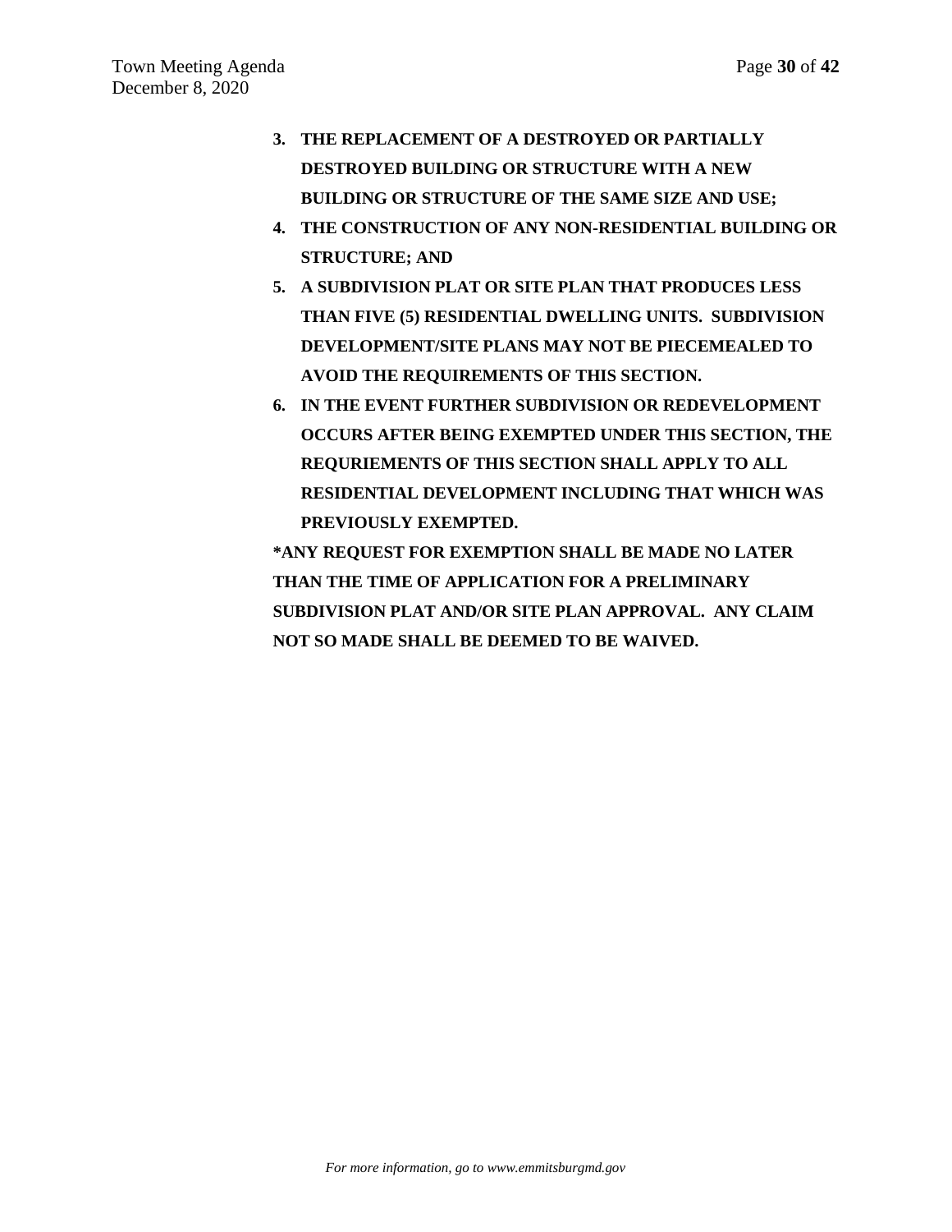3. **THE REPLACEMENT OF A DESTROYED OR PARTIALLY DESTROYED BUILDING OR STRUCTURE WITH A NEW BUILDING OR STRUCTURE OF THE SAME SIZE AND USE;**
4. **THE CONSTRUCTION OF ANY NON-RESIDENTIAL BUILDING OR STRUCTURE; AND**
5. **A SUBDIVISION PLAT OR SITE PLAN THAT PRODUCES LESS THAN FIVE (5) RESIDENTIAL DWELLING UNITS. SUBDIVISION DEVELOPMENT/SITE PLANS MAY NOT BE PIECEMEALED TO AVOID THE REQUIREMENTS OF THIS SECTION.**
6. **IN THE EVENT FURTHER SUBDIVISION OR REDEVELOPMENT OCCURS AFTER BEING EXEMPTED UNDER THIS SECTION, THE REQURIEMENTS OF THIS SECTION SHALL APPLY TO ALL RESIDENTIAL DEVELOPMENT INCLUDING THAT WHICH WAS PREVIOUSLY EXEMPTED.**

**\*ANY REQUEST FOR EXEMPTION SHALL BE MADE NO LATER THAN THE TIME OF APPLICATION FOR A PRELIMINARY SUBDIVISION PLAT AND/OR SITE PLAN APPROVAL. ANY CLAIM NOT SO MADE SHALL BE DEEMED TO BE WAIVED.**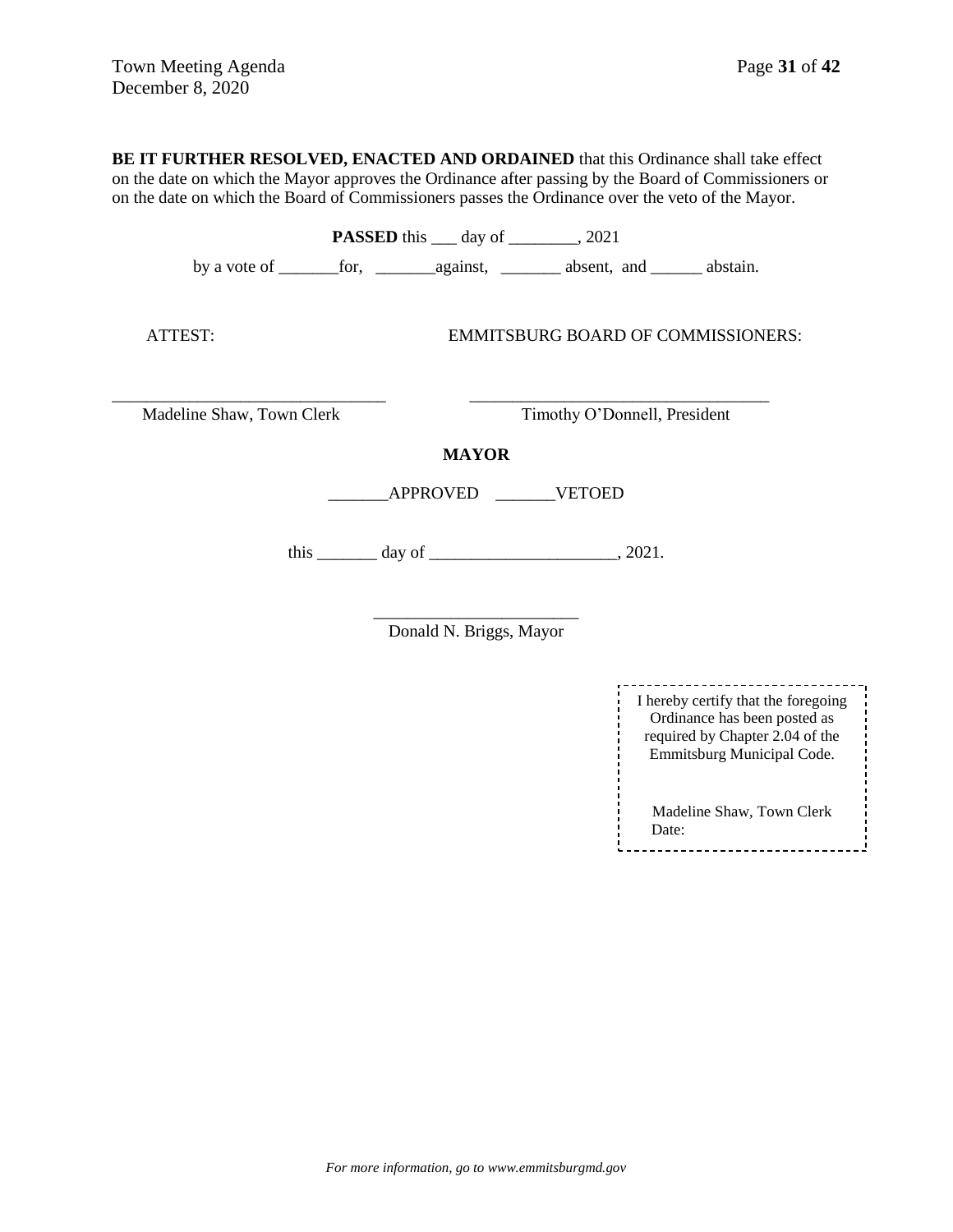**BE IT FURTHER RESOLVED, ENACTED AND ORDAINED** that this Ordinance shall take effect on the date on which the Mayor approves the Ordinance after passing by the Board of Commissioners or on the date on which the Board of Commissioners passes the Ordinance over the veto of the Mayor.

**PASSED** this ___ day of ________, 2021

by a vote of _______for, _______against, _______ absent, and ______ abstain.

ATTEST: EMMITSBURG BOARD OF COMMISSIONERS:

_______________________________ ___________________________________

Madeline Shaw, Town Clerk Timothy O'Donnell, President

**MAYOR**

_______APPROVED _______VETOED

this _______ day of _____________________, 2021.

_______________________

Donald N. Briggs, Mayor

I hereby certify that the foregoing Ordinance has been posted as required by Chapter 2.04 of the Emmitsburg Municipal Code.

Madeline Shaw, Town Clerk
Date:

*For more information, go to www.emmitsburgmd.gov*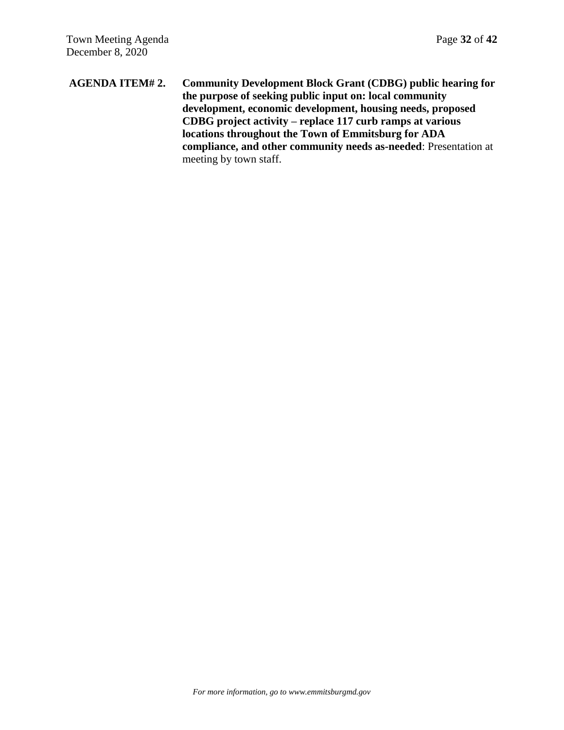**AGENDA ITEM# 2.** **Community Development Block Grant (CDBG) public hearing for the purpose of seeking public input on: local community development, economic development, housing needs, proposed CDBG project activity – replace 117 curb ramps at various locations throughout the Town of Emmitsburg for ADA compliance, and other community needs as-needed**: Presentation at meeting by town staff.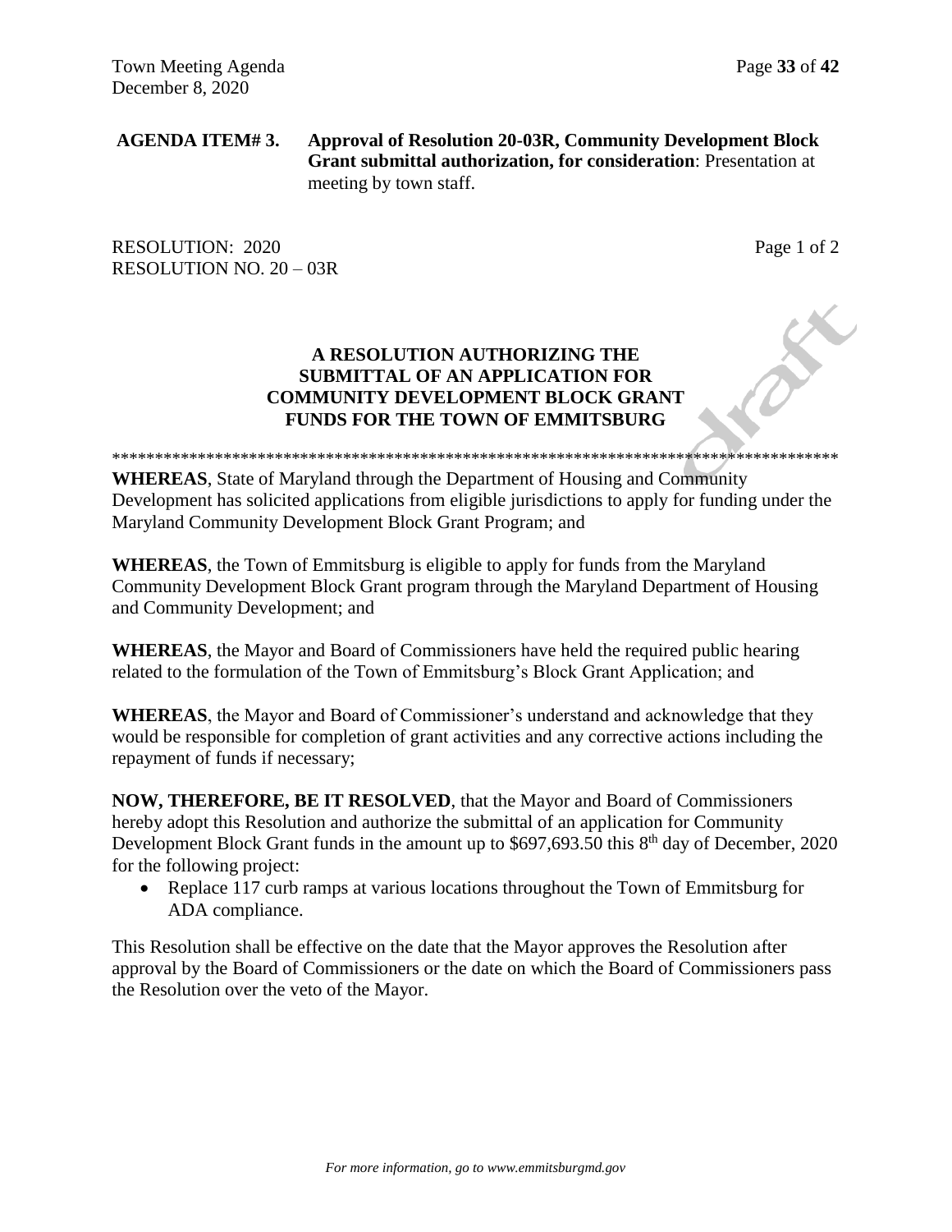**AGENDA ITEM# 3. Approval of Resolution 20-03R, Community Development Block Grant submittal authorization, for consideration**: Presentation at meeting by town staff.

RESOLUTION: 2020 Page 1 of 2
RESOLUTION NO. 20 – 03R

## A RESOLUTION AUTHORIZING THE SUBMITTAL OF AN APPLICATION FOR COMMUNITY DEVELOPMENT BLOCK GRANT FUNDS FOR THE TOWN OF EMMITSBURG

\*\*\*\*\*\*\*\*\*\*\*\*\*\*\*\*\*\*\*\*\*\*\*\*\*\*\*\*\*\*\*\*\*\*\*\*\*\*\*\*\*\*\*\*\*\*\*\*\*\*\*\*\*\*\*\*\*\*\*\*\*\*\*\*\*\*\*\*\*\*\*\*\*\*\*\*\*\*\*\*\*\*\*\*\*

**WHEREAS**, State of Maryland through the Department of Housing and Community Development has solicited applications from eligible jurisdictions to apply for funding under the Maryland Community Development Block Grant Program; and

**WHEREAS**, the Town of Emmitsburg is eligible to apply for funds from the Maryland Community Development Block Grant program through the Maryland Department of Housing and Community Development; and

**WHEREAS**, the Mayor and Board of Commissioners have held the required public hearing related to the formulation of the Town of Emmitsburg's Block Grant Application; and

**WHEREAS**, the Mayor and Board of Commissioner's understand and acknowledge that they would be responsible for completion of grant activities and any corrective actions including the repayment of funds if necessary;

**NOW, THEREFORE, BE IT RESOLVED**, that the Mayor and Board of Commissioners hereby adopt this Resolution and authorize the submittal of an application for Community Development Block Grant funds in the amount up to $697,693.50 this 8th day of December, 2020 for the following project:

- Replace 117 curb ramps at various locations throughout the Town of Emmitsburg for ADA compliance.

This Resolution shall be effective on the date that the Mayor approves the Resolution after approval by the Board of Commissioners or the date on which the Board of Commissioners pass the Resolution over the veto of the Mayor.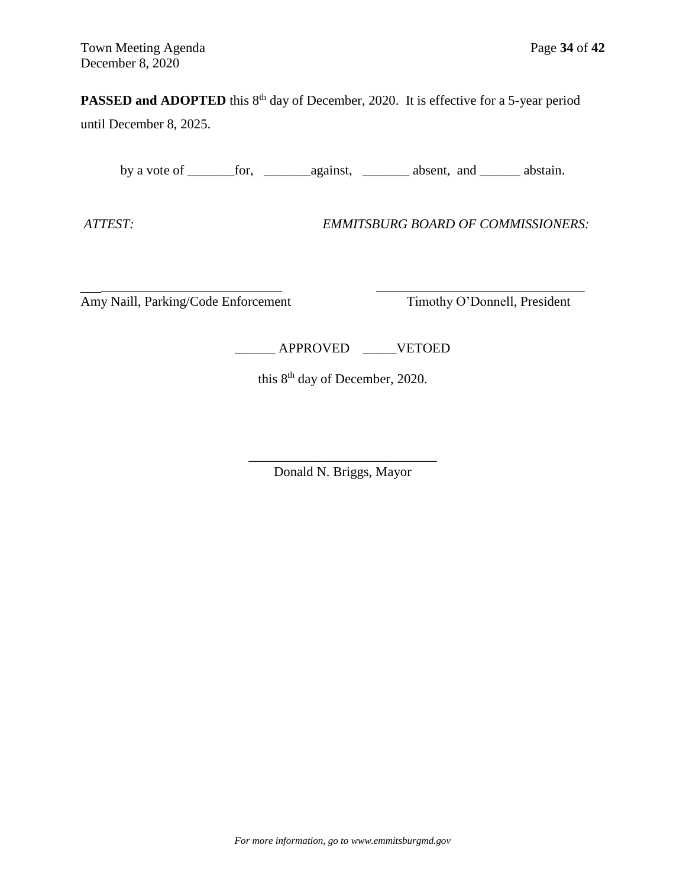**PASSED and ADOPTED** this 8th day of December, 2020. It is effective for a 5-year period until December 8, 2025.

by a vote of _______for, _______against, _______ absent, and ______ abstain.

*ATTEST:* *EMMITSBURG BOARD OF COMMISSIONERS:*

______________________________ ______________________________

Amy Naill, Parking/Code Enforcement Timothy O'Donnell, President

______ APPROVED _____VETOED

this 8th day of December, 2020.

____________________________

Donald N. Briggs, Mayor

*For more information, go to www.emmitsburgmd.gov*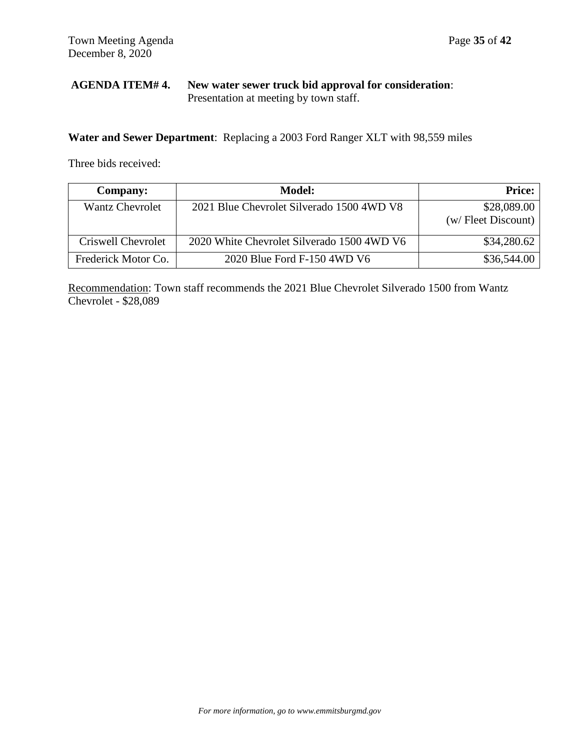**AGENDA ITEM# 4. New water sewer truck bid approval for consideration**:
Presentation at meeting by town staff.

**Water and Sewer Department**: Replacing a 2003 Ford Ranger XLT with 98,559 miles

Three bids received:

| Company: | Model: | Price: |
|---|---|---|
| Wantz Chevrolet | 2021 Blue Chevrolet Silverado 1500 4WD V8 | \$28,089.00 (w/ Fleet Discount) |
| Criswell Chevrolet | 2020 White Chevrolet Silverado 1500 4WD V6 | \$34,280.62 |
| Frederick Motor Co. | 2020 Blue Ford F-150 4WD V6 | \$36,544.00 |

Recommendation: Town staff recommends the 2021 Blue Chevrolet Silverado 1500 from Wantz Chevrolet - \$28,089

*For more information, go to www.emmitsburgmd.gov*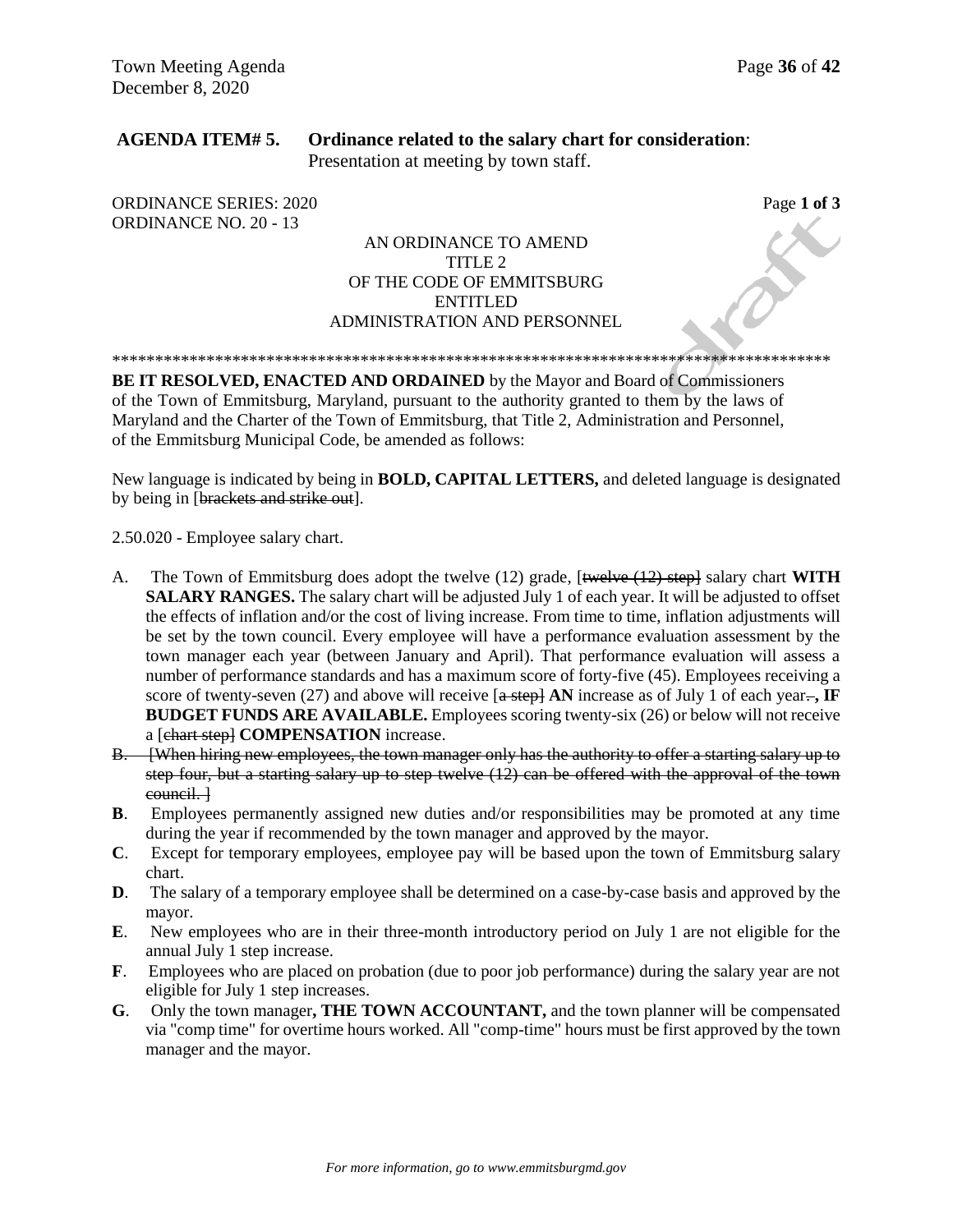**AGENDA ITEM# 5. Ordinance related to the salary chart for consideration**:
Presentation at meeting by town staff.

ORDINANCE SERIES: 2020
ORDINANCE NO. 20 - 13

Page **1 of 3**

AN ORDINANCE TO AMEND
TITLE 2
OF THE CODE OF EMMITSBURG
ENTITLED
ADMINISTRATION AND PERSONNEL

\*\*\*\*\*\*\*\*\*\*\*\*\*\*\*\*\*\*\*\*\*\*\*\*\*\*\*\*\*\*\*\*\*\*\*\*\*\*\*\*\*\*\*\*\*\*\*\*\*\*\*\*\*\*\*\*\*\*\*\*\*\*\*\*\*\*\*\*\*\*\*\*\*\*\*\*\*\*\*\*\*\*\*\*

**BE IT RESOLVED, ENACTED AND ORDAINED** by the Mayor and Board of Commissioners of the Town of Emmitsburg, Maryland, pursuant to the authority granted to them by the laws of Maryland and the Charter of the Town of Emmitsburg, that Title 2, Administration and Personnel, of the Emmitsburg Municipal Code, be amended as follows:

New language is indicated by being in **BOLD, CAPITAL LETTERS,** and deleted language is designated by being in [~~brackets and strike out~~].

2.50.020 - Employee salary chart.

A. The Town of Emmitsburg does adopt the twelve (12) grade, [~~twelve (12) step~~] salary chart **WITH SALARY RANGES.** The salary chart will be adjusted July 1 of each year. It will be adjusted to offset the effects of inflation and/or the cost of living increase. From time to time, inflation adjustments will be set by the town council. Every employee will have a performance evaluation assessment by the town manager each year (between January and April). That performance evaluation will assess a number of performance standards and has a maximum score of forty-five (45). Employees receiving a score of twenty-seven (27) and above will receive [~~a step~~] **AN** increase as of July 1 of each year~~.~~**, IF BUDGET FUNDS ARE AVAILABLE.** Employees scoring twenty-six (26) or below will not receive a [~~chart step~~] **COMPENSATION** increase.

~~B. [When hiring new employees, the town manager only has the authority to offer a starting salary up to step four, but a starting salary up to step twelve (12) can be offered with the approval of the town council. ]~~

**B**. Employees permanently assigned new duties and/or responsibilities may be promoted at any time during the year if recommended by the town manager and approved by the mayor.

**C**. Except for temporary employees, employee pay will be based upon the town of Emmitsburg salary chart.

**D**. The salary of a temporary employee shall be determined on a case-by-case basis and approved by the mayor.

**E**. New employees who are in their three-month introductory period on July 1 are not eligible for the annual July 1 step increase.

**F**. Employees who are placed on probation (due to poor job performance) during the salary year are not eligible for July 1 step increases.

**G**. Only the town manager**, THE TOWN ACCOUNTANT,** and the town planner will be compensated via "comp time" for overtime hours worked. All "comp-time" hours must be first approved by the town manager and the mayor.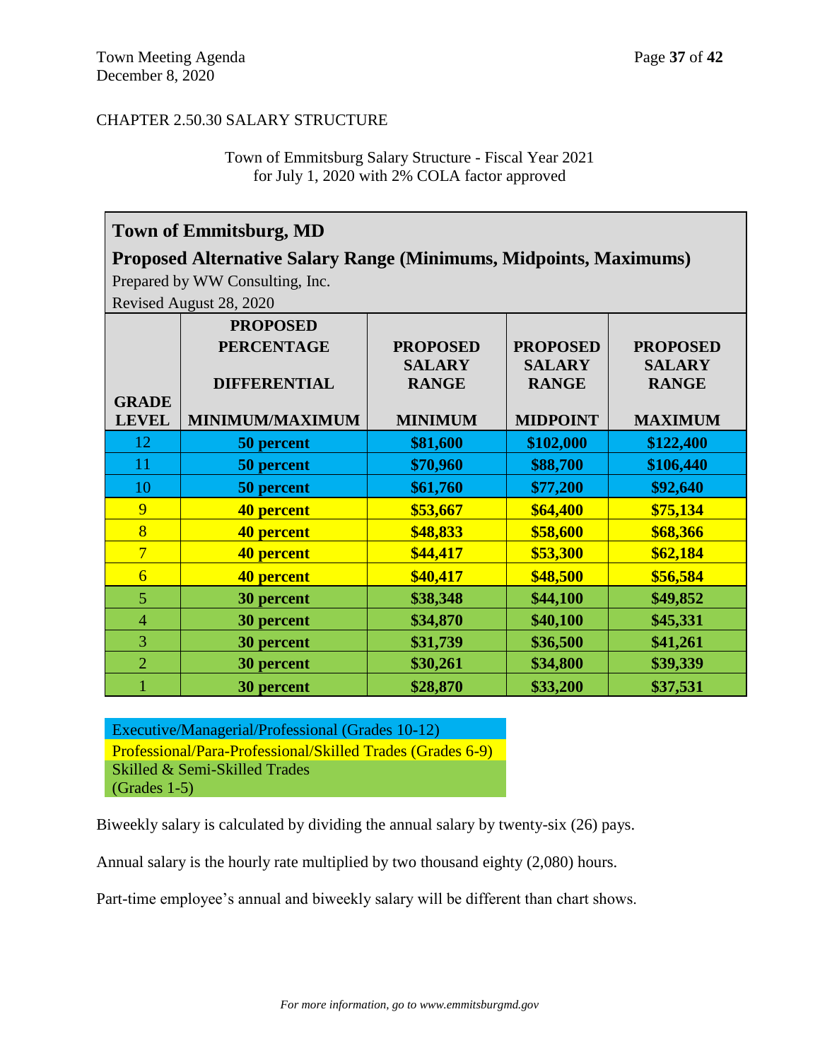CHAPTER 2.50.30 SALARY STRUCTURE

Town of Emmitsburg Salary Structure - Fiscal Year 2021
for July 1, 2020 with 2% COLA factor approved

**Town of Emmitsburg, MD**

**Proposed Alternative Salary Range (Minimums, Midpoints, Maximums)**

Prepared by WW Consulting, Inc.

Revised August 28, 2020

| GRADE LEVEL | PROPOSED PERCENTAGE DIFFERENTIAL MINIMUM/MAXIMUM | PROPOSED SALARY RANGE MINIMUM | PROPOSED SALARY RANGE MIDPOINT | PROPOSED SALARY RANGE MAXIMUM |
|---|---|---|---|---|
| 12 | **50 percent** | **$81,600** | **$102,000** | **$122,400** |
| 11 | **50 percent** | **$70,960** | **$88,700** | **$106,440** |
| 10 | **50 percent** | **$61,760** | **$77,200** | **$92,640** |
| 9 | **40 percent** | **$53,667** | **$64,400** | **$75,134** |
| 8 | **40 percent** | **$48,833** | **$58,600** | **$68,366** |
| 7 | **40 percent** | **$44,417** | **$53,300** | **$62,184** |
| 6 | **40 percent** | **$40,417** | **$48,500** | **$56,584** |
| 5 | **30 percent** | **$38,348** | **$44,100** | **$49,852** |
| 4 | **30 percent** | **$34,870** | **$40,100** | **$45,331** |
| 3 | **30 percent** | **$31,739** | **$36,500** | **$41,261** |
| 2 | **30 percent** | **$30,261** | **$34,800** | **$39,339** |
| 1 | **30 percent** | **$28,870** | **$33,200** | **$37,531** |

Executive/Managerial/Professional (Grades 10-12)

Professional/Para-Professional/Skilled Trades (Grades 6-9)

Skilled & Semi-Skilled Trades (Grades 1-5)

Biweekly salary is calculated by dividing the annual salary by twenty-six (26) pays.

Annual salary is the hourly rate multiplied by two thousand eighty (2,080) hours.

Part-time employee's annual and biweekly salary will be different than chart shows.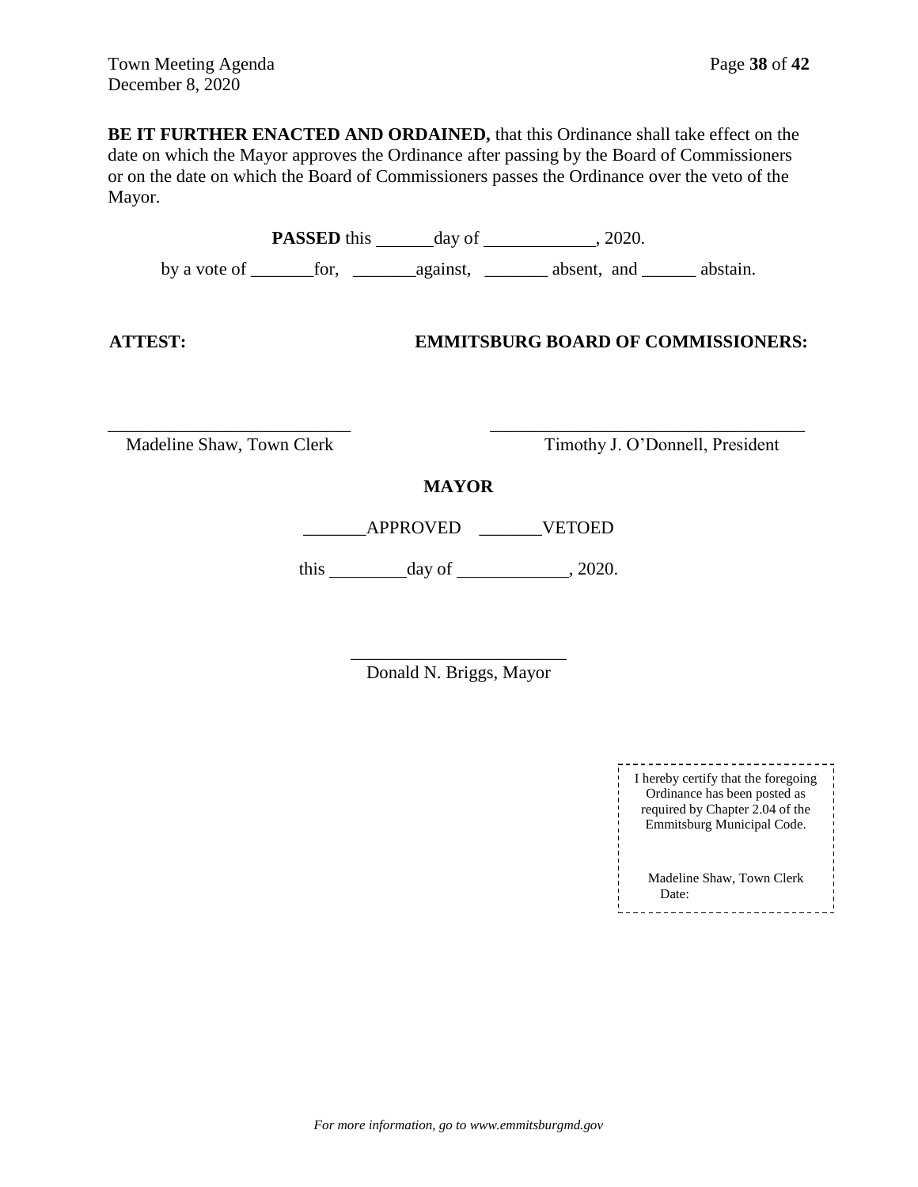**BE IT FURTHER ENACTED AND ORDAINED,** that this Ordinance shall take effect on the date on which the Mayor approves the Ordinance after passing by the Board of Commissioners or on the date on which the Board of Commissioners passes the Ordinance over the veto of the Mayor.

**PASSED** this ______day of ____________, 2020.

by a vote of _______for, _______against, _______ absent, and ______ abstain.

**ATTEST:** **EMMITSBURG BOARD OF COMMISSIONERS:**

___________________________ ___________________________________

Madeline Shaw, Town Clerk Timothy J. O'Donnell, President

**MAYOR**

_______APPROVED _______VETOED

this _________day of ____________, 2020.

________________________

Donald N. Briggs, Mayor

I hereby certify that the foregoing Ordinance has been posted as required by Chapter 2.04 of the Emmitsburg Municipal Code.

Madeline Shaw, Town Clerk
Date:

*For more information, go to www.emmitsburgmd.gov*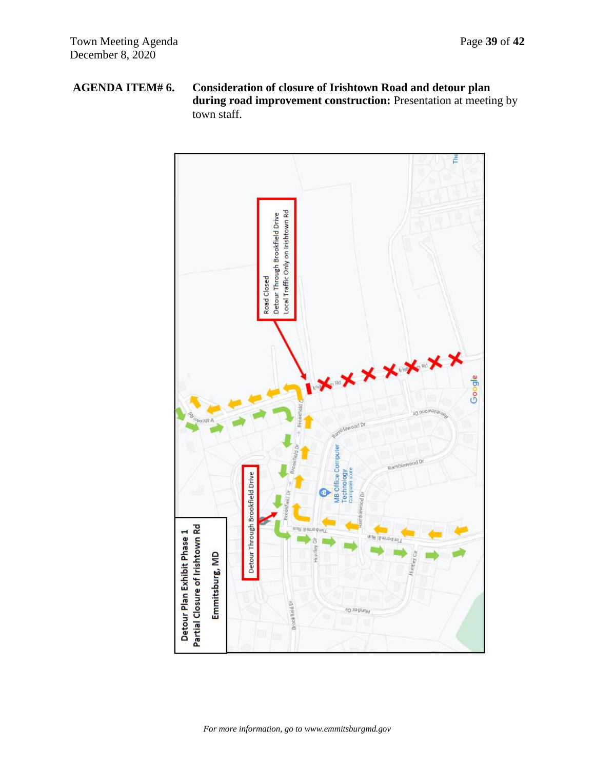**AGENDA ITEM# 6. Consideration of closure of Irishtown Road and detour plan during road improvement construction:** Presentation at meeting by town staff.

Road Closed
Detour Through Brookfield Drive
Local Traffic Only on Irishtown Rd

Detour Through Brookfield Drive

Detour Plan Exhibit Phase 1
Partial Closure of Irishtown Rd
Emmitsburg, MD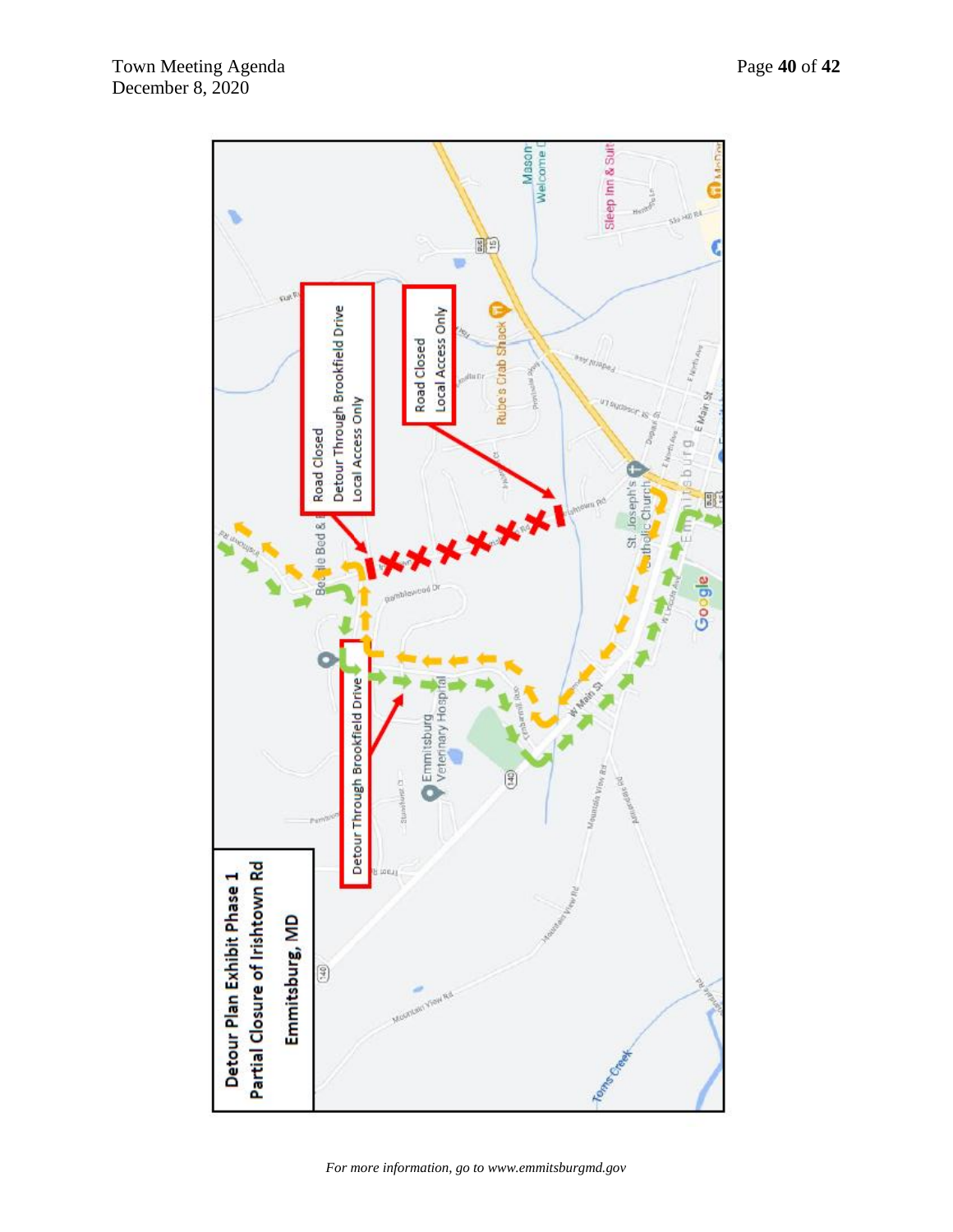**Detour Plan Exhibit Phase 1**
**Partial Closure of Irishtown Rd**
**Emmitsburg, MD**

Road Closed
Detour Through Brookfield Drive
Local Access Only

Road Closed
Local Access Only

Detour Through Brookfield Drive

*For more information, go to www.emmitsburgmd.gov*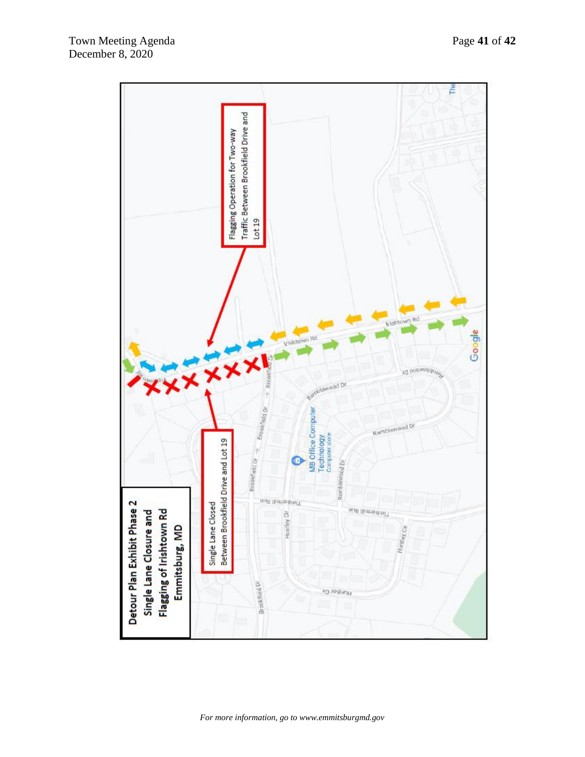**Detour Plan Exhibit Phase 2**
**Single Lane Closure and Flagging of Irishtown Rd**
**Emmitsburg, MD**

Flagging Operation for Two-way Traffic Between Brookfield Drive and Lot 19

Single Lane Closed Between Brookfield Drive and Lot 19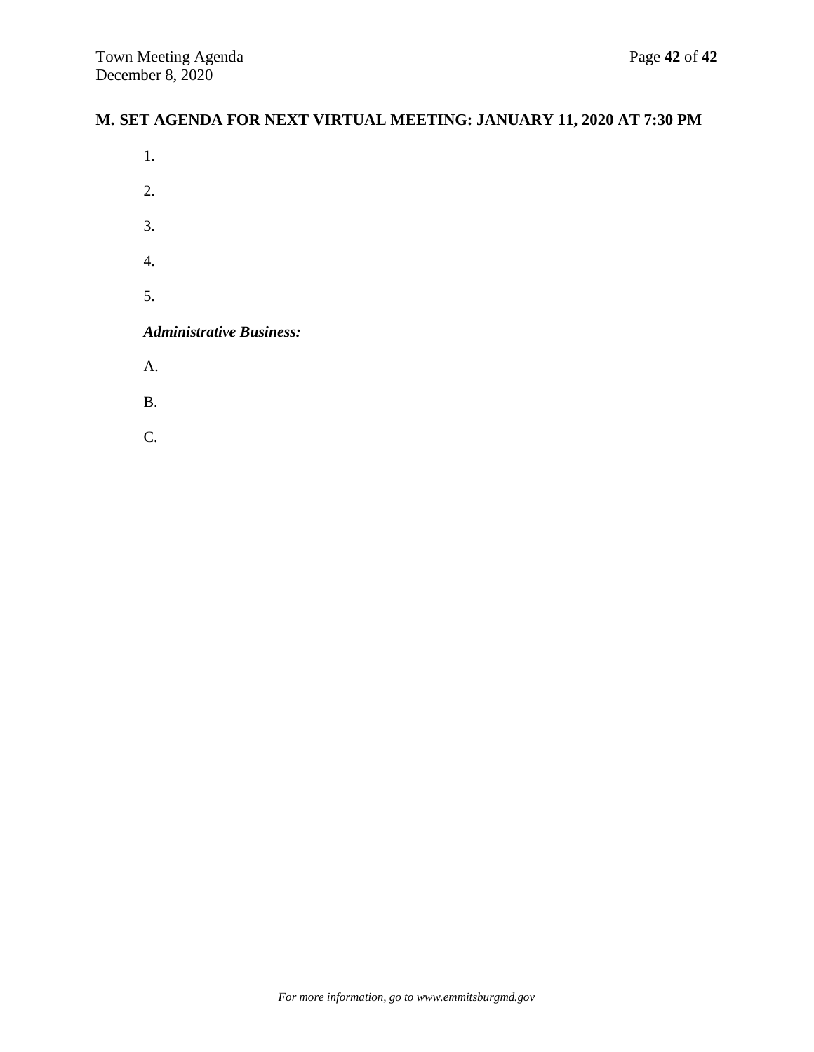## M. SET AGENDA FOR NEXT VIRTUAL MEETING: JANUARY 11, 2020 AT 7:30 PM

1.

2.

3.

4.

5.

***Administrative Business:***

A.

B.

C.

*For more information, go to www.emmitsburgmd.gov*